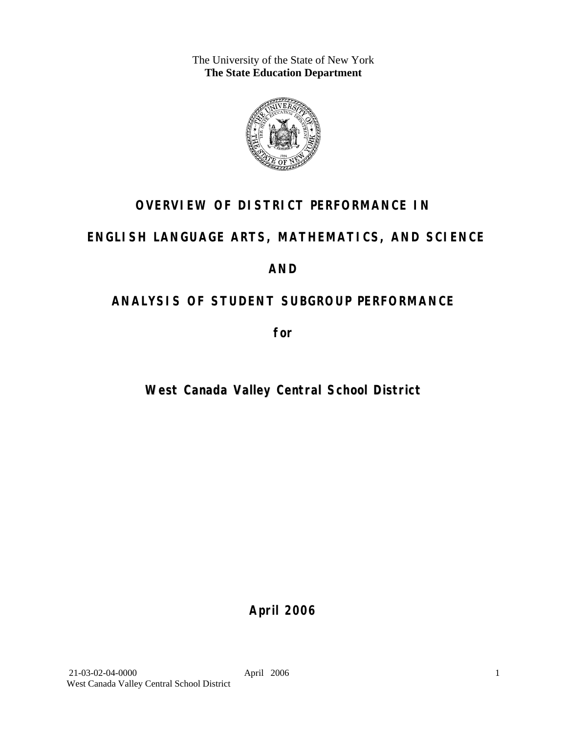The University of the State of New York
**The State Education Department**

# OVERVIEW OF DISTRICT PERFORMANCE IN

# ENGLISH LANGUAGE ARTS, MATHEMATICS, AND SCIENCE

# AND

# ANALYSIS OF STUDENT SUBGROUP PERFORMANCE

**for**

## West Canada Valley Central School District

**April 2006**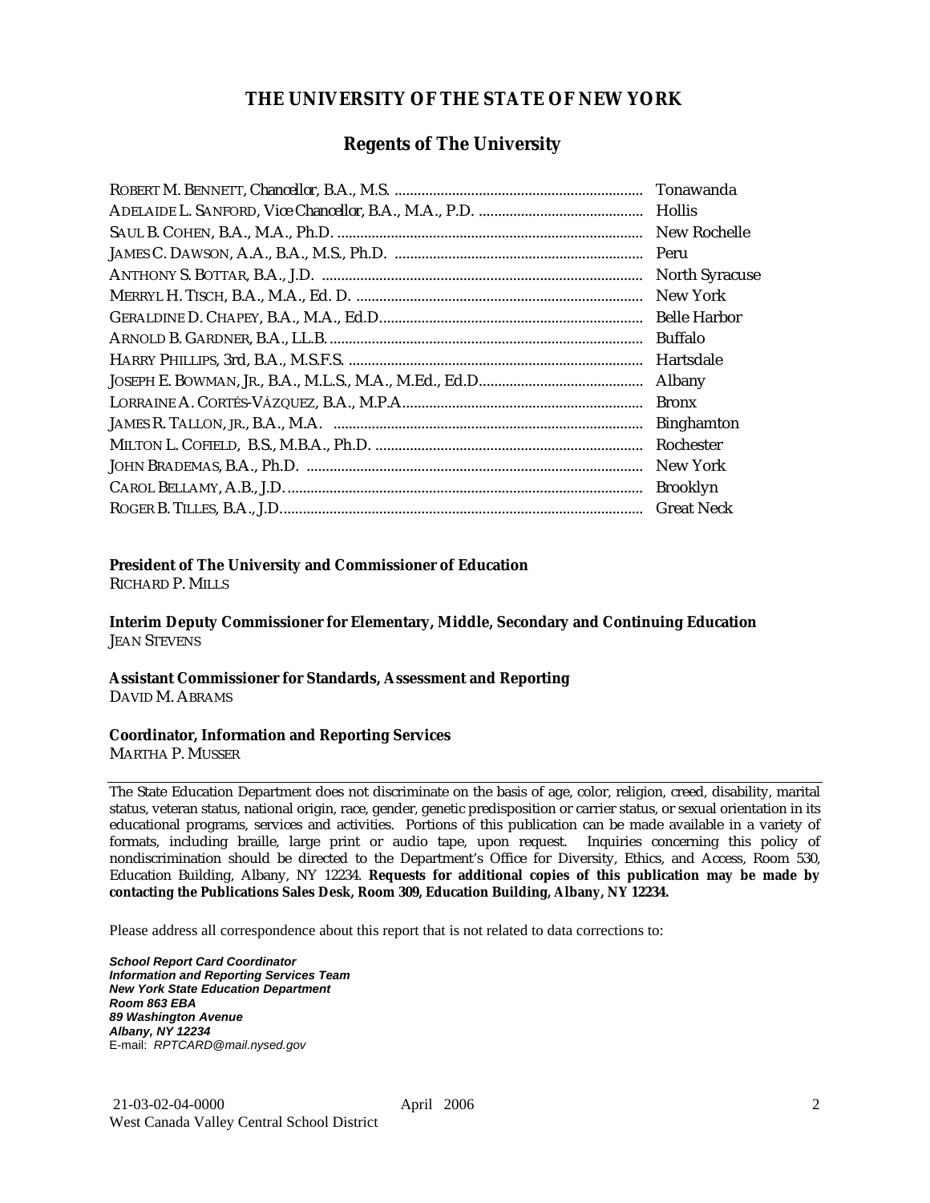# THE UNIVERSITY OF THE STATE OF NEW YORK

## Regents of The University

| | |
|---|---|
| ROBERT M. BENNETT, Chancellor, B.A., M.S. | Tonawanda |
| ADELAIDE L. SANFORD, Vice Chancellor, B.A., M.A., P.D. | Hollis |
| SAUL B. COHEN, B.A., M.A., Ph.D. | New Rochelle |
| JAMES C. DAWSON, A.A., B.A., M.S., Ph.D. | Peru |
| ANTHONY S. BOTTAR, B.A., J.D. | North Syracuse |
| MERRYL H. TISCH, B.A., M.A., Ed. D. | New York |
| GERALDINE D. CHAPEY, B.A., M.A., Ed.D. | Belle Harbor |
| ARNOLD B. GARDNER, B.A., LL.B. | Buffalo |
| HARRY PHILLIPS, 3rd, B.A., M.S.F.S. | Hartsdale |
| JOSEPH E. BOWMAN, JR., B.A., M.L.S., M.A., M.Ed., Ed.D. | Albany |
| LORRAINE A. CORTÉS-VÁZQUEZ, B.A., M.P.A. | Bronx |
| JAMES R. TALLON, JR., B.A., M.A. | Binghamton |
| MILTON L. COFIELD, B.S., M.B.A., Ph.D. | Rochester |
| JOHN BRADEMAS, B.A., Ph.D. | New York |
| CAROL BELLAMY, A.B., J.D. | Brooklyn |
| ROGER B. TILLES, B.A., J.D. | Great Neck |

**President of The University and Commissioner of Education**
RICHARD P. MILLS

**Interim Deputy Commissioner for Elementary, Middle, Secondary and Continuing Education**
JEAN STEVENS

**Assistant Commissioner for Standards, Assessment and Reporting**
DAVID M. ABRAMS

**Coordinator, Information and Reporting Services**
MARTHA P. MUSSER

---

The State Education Department does not discriminate on the basis of age, color, religion, creed, disability, marital status, veteran status, national origin, race, gender, genetic predisposition or carrier status, or sexual orientation in its educational programs, services and activities. Portions of this publication can be made available in a variety of formats, including braille, large print or audio tape, upon request. Inquiries concerning this policy of nondiscrimination should be directed to the Department's Office for Diversity, Ethics, and Access, Room 530, Education Building, Albany, NY 12234. **Requests for additional copies of this publication may be made by contacting the Publications Sales Desk, Room 309, Education Building, Albany, NY 12234.**

Please address all correspondence about this report that is not related to data corrections to:

***School Report Card Coordinator***
***Information and Reporting Services Team***
***New York State Education Department***
***Room 863 EBA***
***89 Washington Avenue***
***Albany, NY 12234***
E-mail: *RPTCARD@mail.nysed.gov*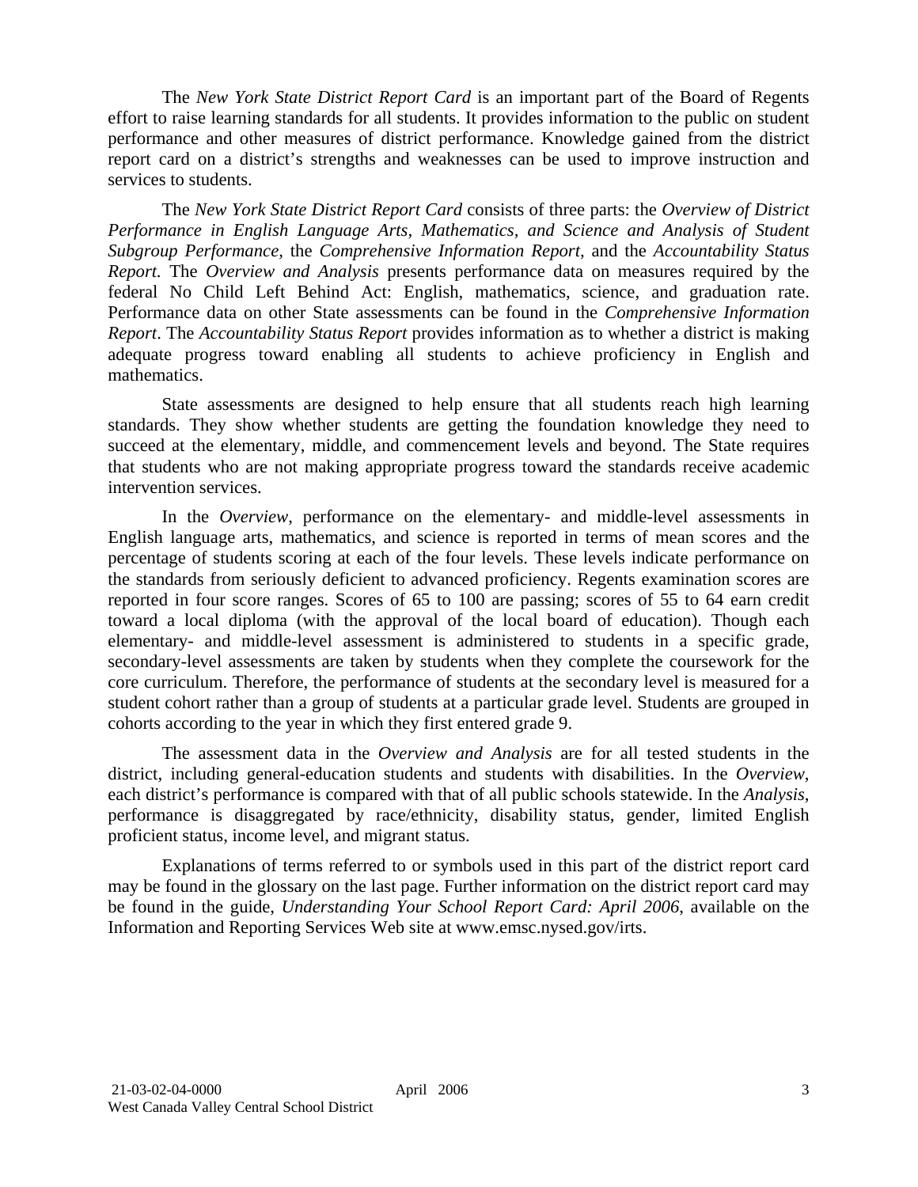The *New York State District Report Card* is an important part of the Board of Regents effort to raise learning standards for all students. It provides information to the public on student performance and other measures of district performance. Knowledge gained from the district report card on a district's strengths and weaknesses can be used to improve instruction and services to students.

The *New York State District Report Card* consists of three parts: the *Overview of District Performance in English Language Arts, Mathematics, and Science and Analysis of Student Subgroup Performance,* the *Comprehensive Information Report,* and the *Accountability Status Report.* The *Overview and Analysis* presents performance data on measures required by the federal No Child Left Behind Act: English, mathematics, science, and graduation rate. Performance data on other State assessments can be found in the *Comprehensive Information Report*. The *Accountability Status Report* provides information as to whether a district is making adequate progress toward enabling all students to achieve proficiency in English and mathematics.

State assessments are designed to help ensure that all students reach high learning standards. They show whether students are getting the foundation knowledge they need to succeed at the elementary, middle, and commencement levels and beyond. The State requires that students who are not making appropriate progress toward the standards receive academic intervention services.

In the *Overview*, performance on the elementary- and middle-level assessments in English language arts, mathematics, and science is reported in terms of mean scores and the percentage of students scoring at each of the four levels. These levels indicate performance on the standards from seriously deficient to advanced proficiency. Regents examination scores are reported in four score ranges. Scores of 65 to 100 are passing; scores of 55 to 64 earn credit toward a local diploma (with the approval of the local board of education). Though each elementary- and middle-level assessment is administered to students in a specific grade, secondary-level assessments are taken by students when they complete the coursework for the core curriculum. Therefore, the performance of students at the secondary level is measured for a student cohort rather than a group of students at a particular grade level. Students are grouped in cohorts according to the year in which they first entered grade 9.

The assessment data in the *Overview and Analysis* are for all tested students in the district, including general-education students and students with disabilities. In the *Overview*, each district's performance is compared with that of all public schools statewide. In the *Analysis*, performance is disaggregated by race/ethnicity, disability status, gender, limited English proficient status, income level, and migrant status.

Explanations of terms referred to or symbols used in this part of the district report card may be found in the glossary on the last page. Further information on the district report card may be found in the guide, *Understanding Your School Report Card: April 2006*, available on the Information and Reporting Services Web site at www.emsc.nysed.gov/irts.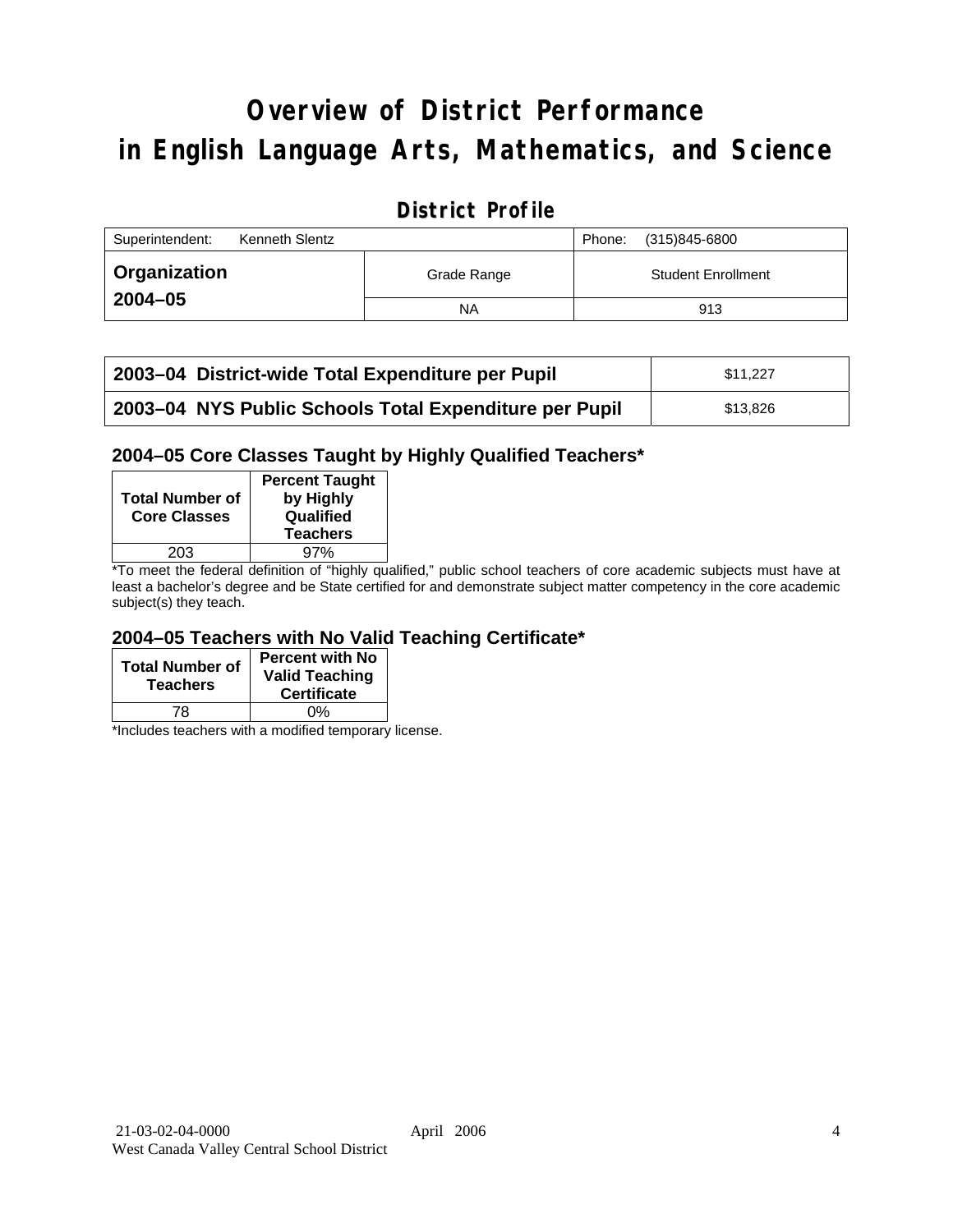# Overview of District Performance in English Language Arts, Mathematics, and Science

## District Profile

| Superintendent: Kenneth Slentz | | Phone: (315)845-6800 |
|---|---|---|
| **Organization 2004–05** | Grade Range | Student Enrollment |
| | NA | 913 |

| | |
|---|---|
| **2003–04 District-wide Total Expenditure per Pupil** | $11,227 |
| **2003–04 NYS Public Schools Total Expenditure per Pupil** | $13,826 |

### 2004–05 Core Classes Taught by Highly Qualified Teachers*

| Total Number of Core Classes | Percent Taught by Highly Qualified Teachers |
|---|---|
| 203 | 97% |

*To meet the federal definition of "highly qualified," public school teachers of core academic subjects must have at least a bachelor's degree and be State certified for and demonstrate subject matter competency in the core academic subject(s) they teach.

### 2004–05 Teachers with No Valid Teaching Certificate*

| Total Number of Teachers | Percent with No Valid Teaching Certificate |
|---|---|
| 78 | 0% |

*Includes teachers with a modified temporary license.

21-03-02-04-0000 April 2006
West Canada Valley Central School District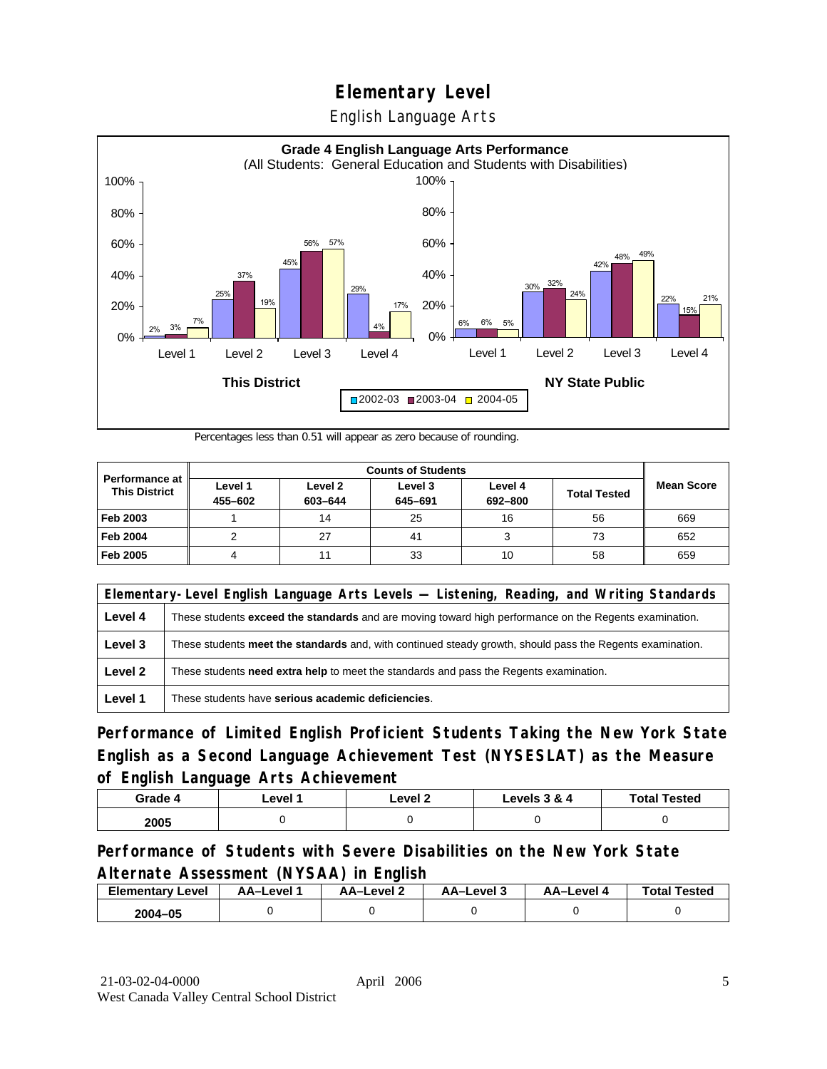# Elementary Level

English Language Arts

**Grade 4 English Language Arts Performance**
(All Students: General Education and Students with Disabilities)

| | This District 2002-03 | This District 2003-04 | This District 2004-05 | NY State Public 2002-03 | NY State Public 2003-04 | NY State Public 2004-05 |
|---|---|---|---|---|---|---|
| Level 1 | 2% | 3% | 7% | 6% | 6% | 5% |
| Level 2 | 25% | 37% | 19% | 30% | 32% | 24% |
| Level 3 | 45% | 56% | 57% | 42% | 48% | 49% |
| Level 4 | 29% | 4% | 17% | 22% | 15% | 21% |

Percentages less than 0.51 will appear as zero because of rounding.

| Performance at This District | Counts of Students | | | | | Mean Score |
|---|---|---|---|---|---|---|
| | Level 1 455–602 | Level 2 603–644 | Level 3 645–691 | Level 4 692–800 | Total Tested | |
| Feb 2003 | 1 | 14 | 25 | 16 | 56 | 669 |
| Feb 2004 | 2 | 27 | 41 | 3 | 73 | 652 |
| Feb 2005 | 4 | 11 | 33 | 10 | 58 | 659 |

| Elementary-Level English Language Arts Levels — Listening, Reading, and Writing Standards | |
|---|---|
| Level 4 | These students **exceed the standards** and are moving toward high performance on the Regents examination. |
| Level 3 | These students **meet the standards** and, with continued steady growth, should pass the Regents examination. |
| Level 2 | These students **need extra help** to meet the standards and pass the Regents examination. |
| Level 1 | These students have **serious academic deficiencies**. |

## Performance of Limited English Proficient Students Taking the New York State English as a Second Language Achievement Test (NYSESLAT) as the Measure of English Language Arts Achievement

| Grade 4 | Level 1 | Level 2 | Levels 3 & 4 | Total Tested |
|---|---|---|---|---|
| 2005 | 0 | 0 | 0 | 0 |

## Performance of Students with Severe Disabilities on the New York State Alternate Assessment (NYSAA) in English

| Elementary Level | AA–Level 1 | AA–Level 2 | AA–Level 3 | AA–Level 4 | Total Tested |
|---|---|---|---|---|---|
| 2004–05 | 0 | 0 | 0 | 0 | 0 |

21-03-02-04-0000 April 2006
West Canada Valley Central School District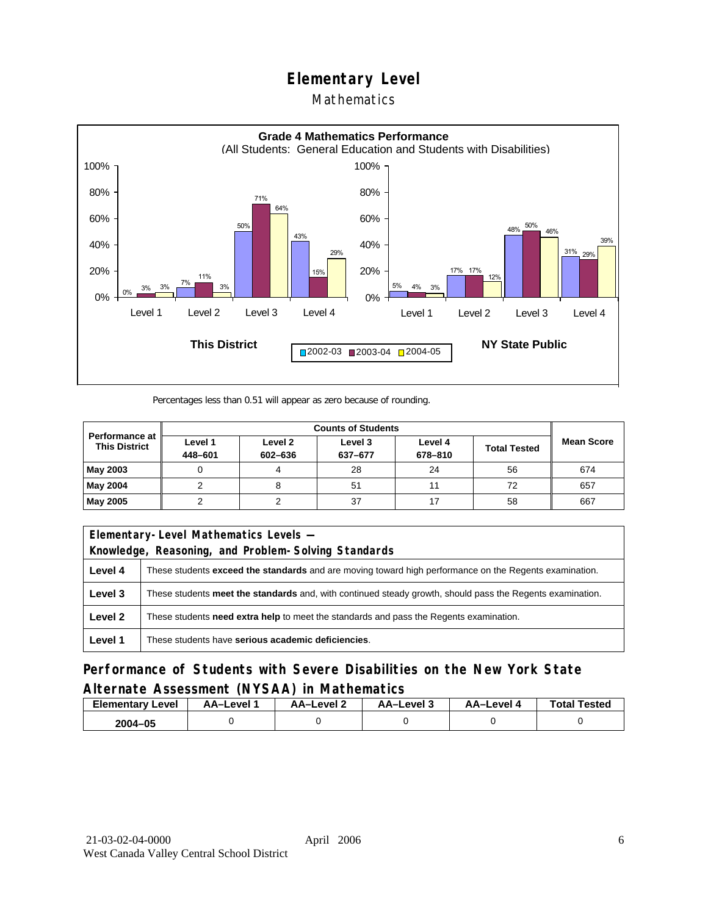# Elementary Level

## Mathematics

**Grade 4 Mathematics Performance**
(All Students: General Education and Students with Disabilities)

| | Level 1 | Level 2 | Level 3 | Level 4 |
|---|---|---|---|---|
| **This District** 2002-03 | 0% | 7% | 50% | 43% |
| **This District** 2003-04 | 3% | 11% | 71% | 15% |
| **This District** 2004-05 | 3% | 3% | 64% | 29% |
| **NY State Public** 2002-03 | 5% | 17% | 48% | 31% |
| **NY State Public** 2003-04 | 4% | 17% | 50% | 29% |
| **NY State Public** 2004-05 | 3% | 12% | 46% | 39% |

Percentages less than 0.51 will appear as zero because of rounding.

| Performance at This District | Counts of Students | | | | | Mean Score |
|---|---|---|---|---|---|---|
| | Level 1 448–601 | Level 2 602–636 | Level 3 637–677 | Level 4 678–810 | Total Tested | |
| **May 2003** | 0 | 4 | 28 | 24 | 56 | 674 |
| **May 2004** | 2 | 8 | 51 | 11 | 72 | 657 |
| **May 2005** | 2 | 2 | 37 | 17 | 58 | 667 |

| Elementary-Level Mathematics Levels — Knowledge, Reasoning, and Problem-Solving Standards | |
|---|---|
| **Level 4** | These students **exceed the standards** and are moving toward high performance on the Regents examination. |
| **Level 3** | These students **meet the standards** and, with continued steady growth, should pass the Regents examination. |
| **Level 2** | These students **need extra help** to meet the standards and pass the Regents examination. |
| **Level 1** | These students have **serious academic deficiencies**. |

## Performance of Students with Severe Disabilities on the New York State Alternate Assessment (NYSAA) in Mathematics

| Elementary Level | AA–Level 1 | AA–Level 2 | AA–Level 3 | AA–Level 4 | Total Tested |
|---|---|---|---|---|---|
| **2004–05** | 0 | 0 | 0 | 0 | 0 |

21-03-02-04-0000 April 2006
West Canada Valley Central School District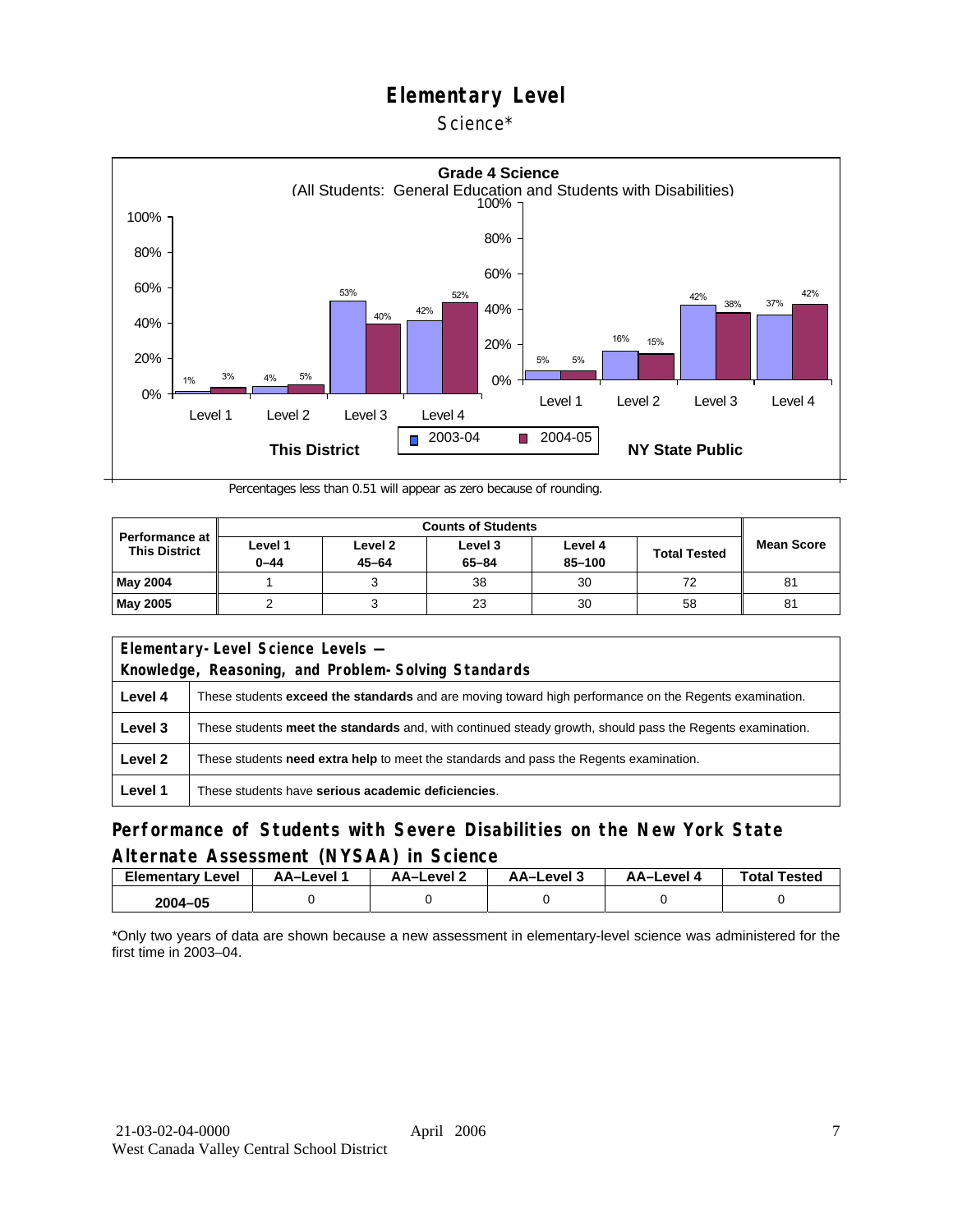# Elementary Level

Science*

**Grade 4 Science**
(All Students: General Education and Students with Disabilities)

| | This District 2003-04 | This District 2004-05 | NY State Public 2003-04 | NY State Public 2004-05 |
|---|---|---|---|---|
| Level 1 | 1% | 3% | 5% | 5% |
| Level 2 | 4% | 5% | 16% | 15% |
| Level 3 | 53% | 40% | 42% | 38% |
| Level 4 | 42% | 52% | 37% | 42% |

Percentages less than 0.51 will appear as zero because of rounding.

| Performance at This District | Counts of Students | | | | | Mean Score |
|---|---|---|---|---|---|---|
| | Level 1 0–44 | Level 2 45–64 | Level 3 65–84 | Level 4 85–100 | Total Tested | |
| **May 2004** | 1 | 3 | 38 | 30 | 72 | 81 |
| **May 2005** | 2 | 3 | 23 | 30 | 58 | 81 |

| Elementary-Level Science Levels — Knowledge, Reasoning, and Problem-Solving Standards | |
|---|---|
| **Level 4** | These students **exceed the standards** and are moving toward high performance on the Regents examination. |
| **Level 3** | These students **meet the standards** and, with continued steady growth, should pass the Regents examination. |
| **Level 2** | These students **need extra help** to meet the standards and pass the Regents examination. |
| **Level 1** | These students have **serious academic deficiencies**. |

## Performance of Students with Severe Disabilities on the New York State Alternate Assessment (NYSAA) in Science

| Elementary Level | AA–Level 1 | AA–Level 2 | AA–Level 3 | AA–Level 4 | Total Tested |
|---|---|---|---|---|---|
| 2004–05 | 0 | 0 | 0 | 0 | 0 |

*Only two years of data are shown because a new assessment in elementary-level science was administered for the first time in 2003–04.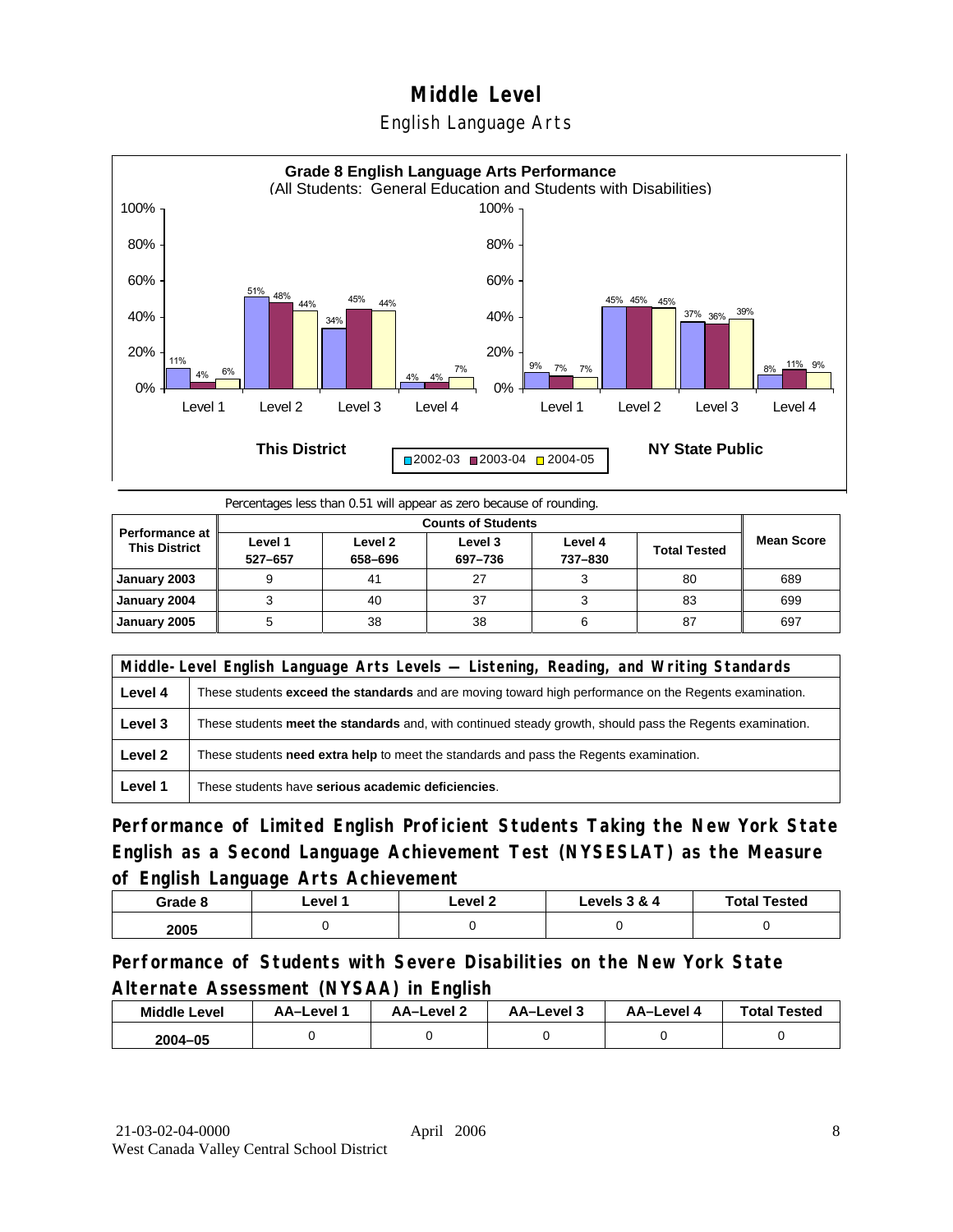# Middle Level

## English Language Arts

**Grade 8 English Language Arts Performance**
(All Students: General Education and Students with Disabilities)

| | This District 2002-03 | This District 2003-04 | This District 2004-05 | NY State Public 2002-03 | NY State Public 2003-04 | NY State Public 2004-05 |
|---|---|---|---|---|---|---|
| Level 1 | 11% | 4% | 6% | 9% | 7% | 7% |
| Level 2 | 51% | 48% | 44% | 45% | 45% | 45% |
| Level 3 | 34% | 45% | 44% | 37% | 36% | 39% |
| Level 4 | 4% | 4% | 7% | 8% | 11% | 9% |

Percentages less than 0.51 will appear as zero because of rounding.

| Performance at This District | Counts of Students | | | | | Mean Score |
|---|---|---|---|---|---|---|
| | Level 1 527–657 | Level 2 658–696 | Level 3 697–736 | Level 4 737–830 | Total Tested | |
| January 2003 | 9 | 41 | 27 | 3 | 80 | 689 |
| January 2004 | 3 | 40 | 37 | 3 | 83 | 699 |
| January 2005 | 5 | 38 | 38 | 6 | 87 | 697 |

| Middle-Level English Language Arts Levels — Listening, Reading, and Writing Standards | |
|---|---|
| Level 4 | These students **exceed the standards** and are moving toward high performance on the Regents examination. |
| Level 3 | These students **meet the standards** and, with continued steady growth, should pass the Regents examination. |
| Level 2 | These students **need extra help** to meet the standards and pass the Regents examination. |
| Level 1 | These students have **serious academic deficiencies**. |

### Performance of Limited English Proficient Students Taking the New York State English as a Second Language Achievement Test (NYSESLAT) as the Measure of English Language Arts Achievement

| Grade 8 | Level 1 | Level 2 | Levels 3 & 4 | Total Tested |
|---|---|---|---|---|
| 2005 | 0 | 0 | 0 | 0 |

### Performance of Students with Severe Disabilities on the New York State Alternate Assessment (NYSAA) in English

| Middle Level | AA–Level 1 | AA–Level 2 | AA–Level 3 | AA–Level 4 | Total Tested |
|---|---|---|---|---|---|
| 2004–05 | 0 | 0 | 0 | 0 | 0 |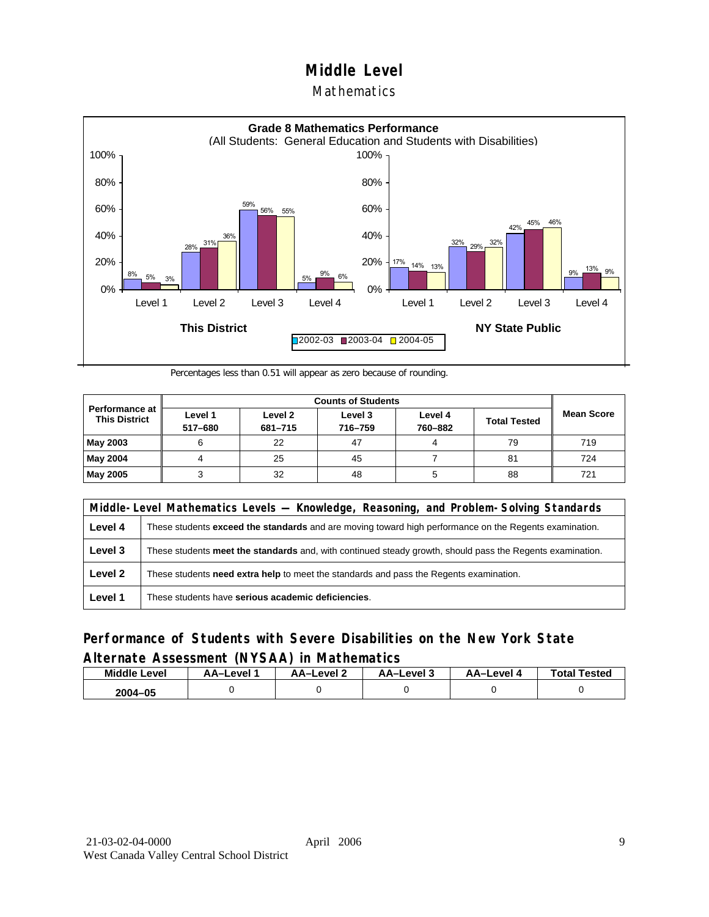# Middle Level

## Mathematics

**Grade 8 Mathematics Performance**
(All Students: General Education and Students with Disabilities)

| | This District 2002-03 | This District 2003-04 | This District 2004-05 | NY State Public 2002-03 | NY State Public 2003-04 | NY State Public 2004-05 |
|---|---|---|---|---|---|---|
| Level 1 | 8% | 5% | 3% | 17% | 14% | 13% |
| Level 2 | 28% | 31% | 36% | 32% | 29% | 32% |
| Level 3 | 59% | 56% | 55% | 42% | 45% | 46% |
| Level 4 | 5% | 9% | 6% | 9% | 13% | 9% |

Percentages less than 0.51 will appear as zero because of rounding.

| Performance at This District | Counts of Students | | | | | Mean Score |
|---|---|---|---|---|---|---|
| | Level 1 517–680 | Level 2 681–715 | Level 3 716–759 | Level 4 760–882 | Total Tested | |
| **May 2003** | 6 | 22 | 47 | 4 | 79 | 719 |
| **May 2004** | 4 | 25 | 45 | 7 | 81 | 724 |
| **May 2005** | 3 | 32 | 48 | 5 | 88 | 721 |

| Middle-Level Mathematics Levels — Knowledge, Reasoning, and Problem-Solving Standards | |
|---|---|
| **Level 4** | These students **exceed the standards** and are moving toward high performance on the Regents examination. |
| **Level 3** | These students **meet the standards** and, with continued steady growth, should pass the Regents examination. |
| **Level 2** | These students **need extra help** to meet the standards and pass the Regents examination. |
| **Level 1** | These students have **serious academic deficiencies**. |

## Performance of Students with Severe Disabilities on the New York State Alternate Assessment (NYSAA) in Mathematics

| Middle Level | AA–Level 1 | AA–Level 2 | AA–Level 3 | AA–Level 4 | Total Tested |
|---|---|---|---|---|---|
| **2004–05** | 0 | 0 | 0 | 0 | 0 |

21-03-02-04-0000 April 2006
West Canada Valley Central School District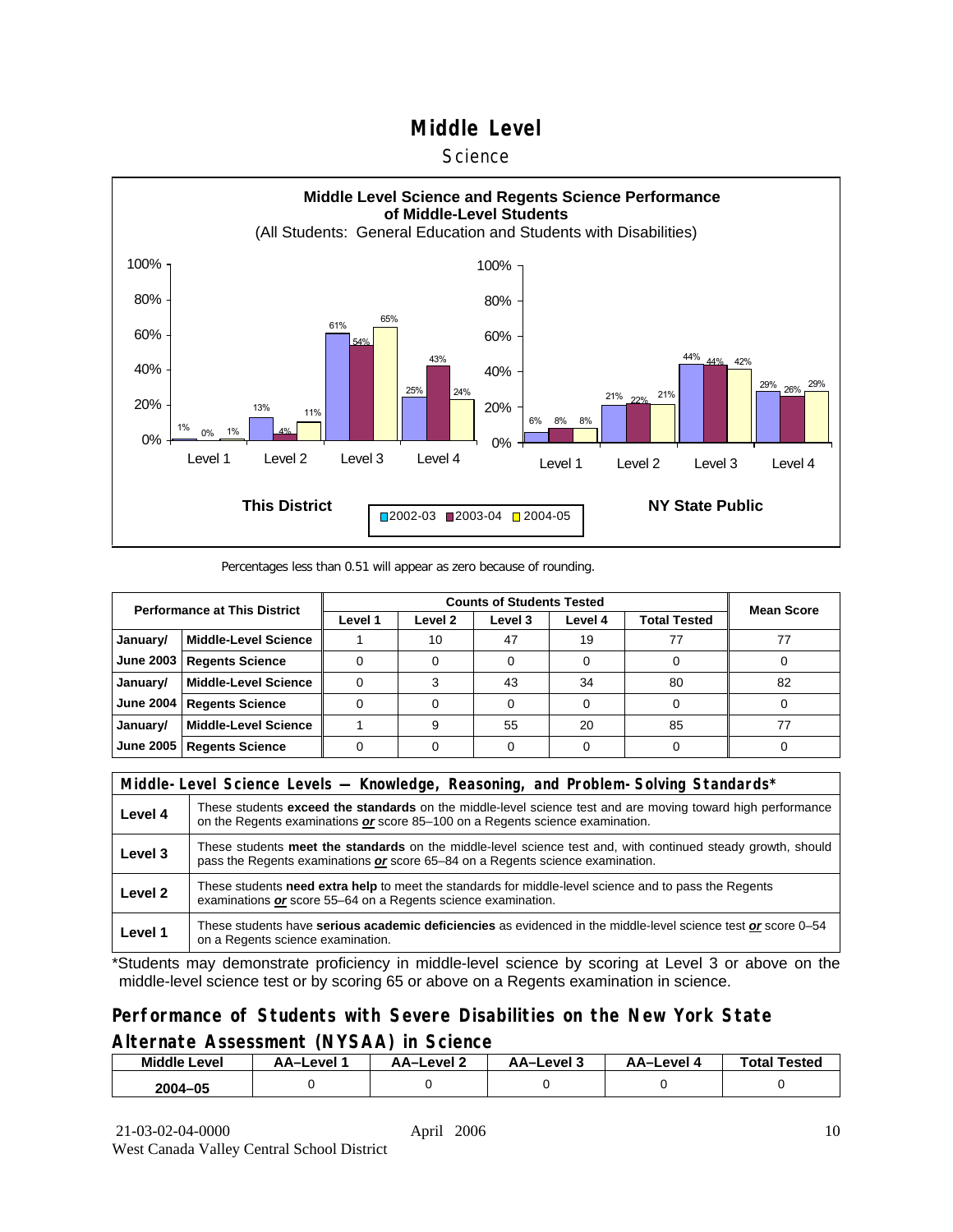# Middle Level

## Science

**Middle Level Science and Regents Science Performance of Middle-Level Students**
(All Students: General Education and Students with Disabilities)

| | This District 2002-03 | This District 2003-04 | This District 2004-05 | NY State Public 2002-03 | NY State Public 2003-04 | NY State Public 2004-05 |
|---|---|---|---|---|---|---|
| Level 1 | 1% | 0% | 1% | 6% | 8% | 8% |
| Level 2 | 13% | 4% | 11% | 21% | 22% | 21% |
| Level 3 | 61% | 54% | 65% | 44% | 44% | 42% |
| Level 4 | 25% | 43% | 24% | 29% | 26% | 29% |

Percentages less than 0.51 will appear as zero because of rounding.

| Performance at This District | | Counts of Students Tested | | | | | Mean Score |
|---|---|---|---|---|---|---|---|
| | | Level 1 | Level 2 | Level 3 | Level 4 | Total Tested | |
| January/ June 2003 | Middle-Level Science | 1 | 10 | 47 | 19 | 77 | 77 |
| | Regents Science | 0 | 0 | 0 | 0 | 0 | 0 |
| January/ June 2004 | Middle-Level Science | 0 | 3 | 43 | 34 | 80 | 82 |
| | Regents Science | 0 | 0 | 0 | 0 | 0 | 0 |
| January/ June 2005 | Middle-Level Science | 1 | 9 | 55 | 20 | 85 | 77 |
| | Regents Science | 0 | 0 | 0 | 0 | 0 | 0 |

| Middle-Level Science Levels — Knowledge, Reasoning, and Problem-Solving Standards* | |
|---|---|
| Level 4 | These students **exceed the standards** on the middle-level science test and are moving toward high performance on the Regents examinations ***or*** score 85–100 on a Regents science examination. |
| Level 3 | These students **meet the standards** on the middle-level science test and, with continued steady growth, should pass the Regents examinations ***or*** score 65–84 on a Regents science examination. |
| Level 2 | These students **need extra help** to meet the standards for middle-level science and to pass the Regents examinations ***or*** score 55–64 on a Regents science examination. |
| Level 1 | These students have **serious academic deficiencies** as evidenced in the middle-level science test ***or*** score 0–54 on a Regents science examination. |

*Students may demonstrate proficiency in middle-level science by scoring at Level 3 or above on the middle-level science test or by scoring 65 or above on a Regents examination in science.

### Performance of Students with Severe Disabilities on the New York State Alternate Assessment (NYSAA) in Science

| Middle Level | AA–Level 1 | AA–Level 2 | AA–Level 3 | AA–Level 4 | Total Tested |
|---|---|---|---|---|---|
| 2004–05 | 0 | 0 | 0 | 0 | 0 |

21-03-02-04-0000 April 2006
West Canada Valley Central School District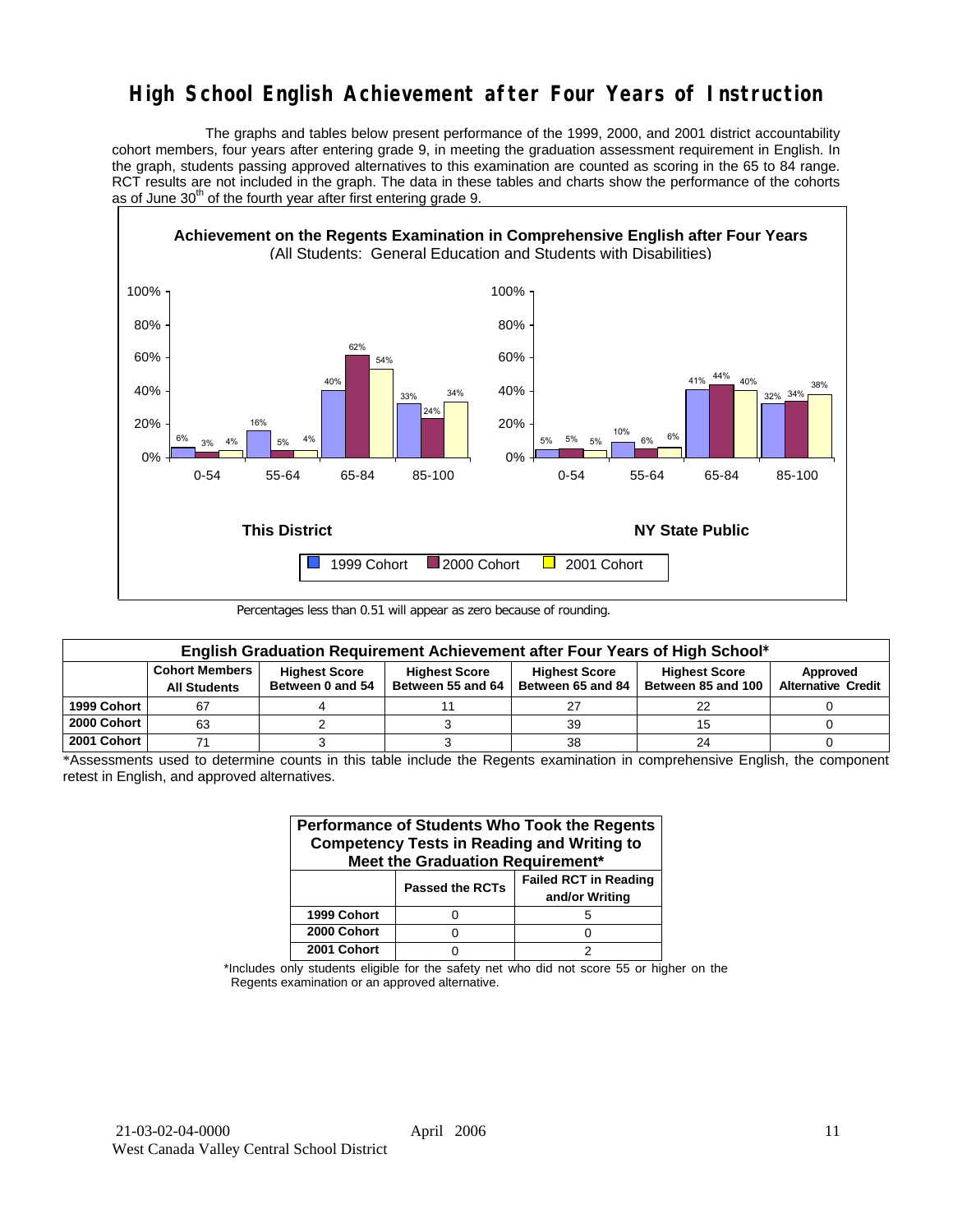# High School English Achievement after Four Years of Instruction

The graphs and tables below present performance of the 1999, 2000, and 2001 district accountability cohort members, four years after entering grade 9, in meeting the graduation assessment requirement in English. In the graph, students passing approved alternatives to this examination are counted as scoring in the 65 to 84 range. RCT results are not included in the graph. The data in these tables and charts show the performance of the cohorts as of June 30th of the fourth year after first entering grade 9.

**Achievement on the Regents Examination in Comprehensive English after Four Years**
(All Students: General Education and Students with Disabilities)

**This District**

| Score Range | 1999 Cohort | 2000 Cohort | 2001 Cohort |
|---|---|---|---|
| 0-54 | 6% | 3% | 4% |
| 55-64 | 16% | 5% | 4% |
| 65-84 | 40% | 62% | 54% |
| 85-100 | 33% | 24% | 34% |

**NY State Public**

| Score Range | 1999 Cohort | 2000 Cohort | 2001 Cohort |
|---|---|---|---|
| 0-54 | 5% | 5% | 5% |
| 55-64 | 10% | 6% | 6% |
| 65-84 | 41% | 44% | 40% |
| 85-100 | 32% | 34% | 38% |

Percentages less than 0.51 will appear as zero because of rounding.

**English Graduation Requirement Achievement after Four Years of High School***

| | Cohort Members All Students | Highest Score Between 0 and 54 | Highest Score Between 55 and 64 | Highest Score Between 65 and 84 | Highest Score Between 85 and 100 | Approved Alternative Credit |
|---|---|---|---|---|---|---|
| 1999 Cohort | 67 | 4 | 11 | 27 | 22 | 0 |
| 2000 Cohort | 63 | 2 | 3 | 39 | 15 | 0 |
| 2001 Cohort | 71 | 3 | 3 | 38 | 24 | 0 |

*Assessments used to determine counts in this table include the Regents examination in comprehensive English, the component retest in English, and approved alternatives.

**Performance of Students Who Took the Regents Competency Tests in Reading and Writing to Meet the Graduation Requirement***

| | Passed the RCTs | Failed RCT in Reading and/or Writing |
|---|---|---|
| 1999 Cohort | 0 | 5 |
| 2000 Cohort | 0 | 0 |
| 2001 Cohort | 0 | 2 |

*Includes only students eligible for the safety net who did not score 55 or higher on the Regents examination or an approved alternative.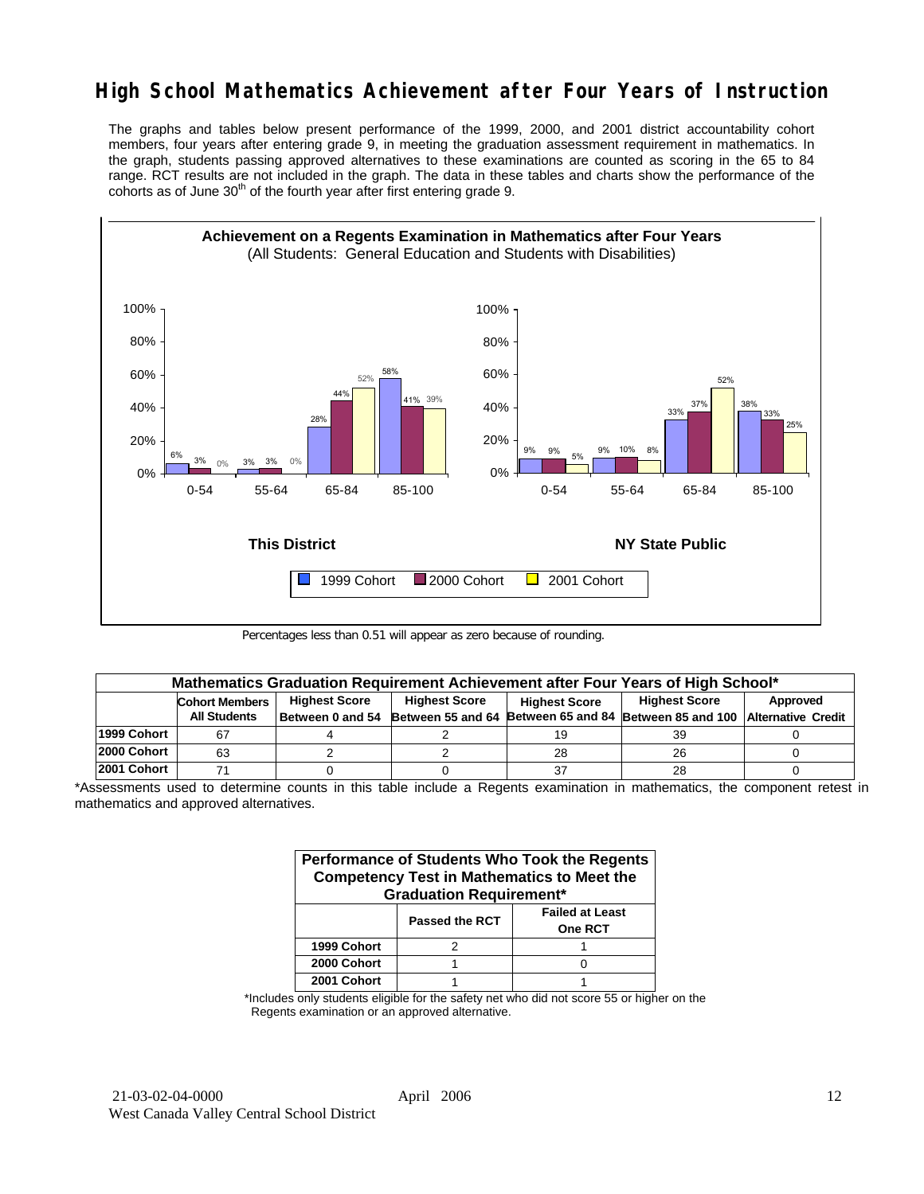# High School Mathematics Achievement after Four Years of Instruction

The graphs and tables below present performance of the 1999, 2000, and 2001 district accountability cohort members, four years after entering grade 9, in meeting the graduation assessment requirement in mathematics. In the graph, students passing approved alternatives to these examinations are counted as scoring in the 65 to 84 range. RCT results are not included in the graph. The data in these tables and charts show the performance of the cohorts as of June 30th of the fourth year after first entering grade 9.

**Achievement on a Regents Examination in Mathematics after Four Years**
(All Students: General Education and Students with Disabilities)

**This District**

| Score Range | 1999 Cohort | 2000 Cohort | 2001 Cohort |
|---|---|---|---|
| 0-54 | 6% | 3% | 0% |
| 55-64 | 3% | 3% | 0% |
| 65-84 | 28% | 44% | 52% |
| 85-100 | 58% | 41% | 39% |

**NY State Public**

| Score Range | 1999 Cohort | 2000 Cohort | 2001 Cohort |
|---|---|---|---|
| 0-54 | 9% | 9% | 5% |
| 55-64 | 9% | 10% | 8% |
| 65-84 | 33% | 37% | 52% |
| 85-100 | 38% | 33% | 25% |

Percentages less than 0.51 will appear as zero because of rounding.

| Mathematics Graduation Requirement Achievement after Four Years of High School* | | | | | | |
|---|---|---|---|---|---|---|
| | Cohort Members All Students | Highest Score Between 0 and 54 | Highest Score Between 55 and 64 | Highest Score Between 65 and 84 | Highest Score Between 85 and 100 | Approved Alternative Credit |
| 1999 Cohort | 67 | 4 | 2 | 19 | 39 | 0 |
| 2000 Cohort | 63 | 2 | 2 | 28 | 26 | 0 |
| 2001 Cohort | 71 | 0 | 0 | 37 | 28 | 0 |

*Assessments used to determine counts in this table include a Regents examination in mathematics, the component retest in mathematics and approved alternatives.

| Performance of Students Who Took the Regents Competency Test in Mathematics to Meet the Graduation Requirement* | | |
|---|---|---|
| | Passed the RCT | Failed at Least One RCT |
| 1999 Cohort | 2 | 1 |
| 2000 Cohort | 1 | 0 |
| 2001 Cohort | 1 | 1 |

*Includes only students eligible for the safety net who did not score 55 or higher on the Regents examination or an approved alternative.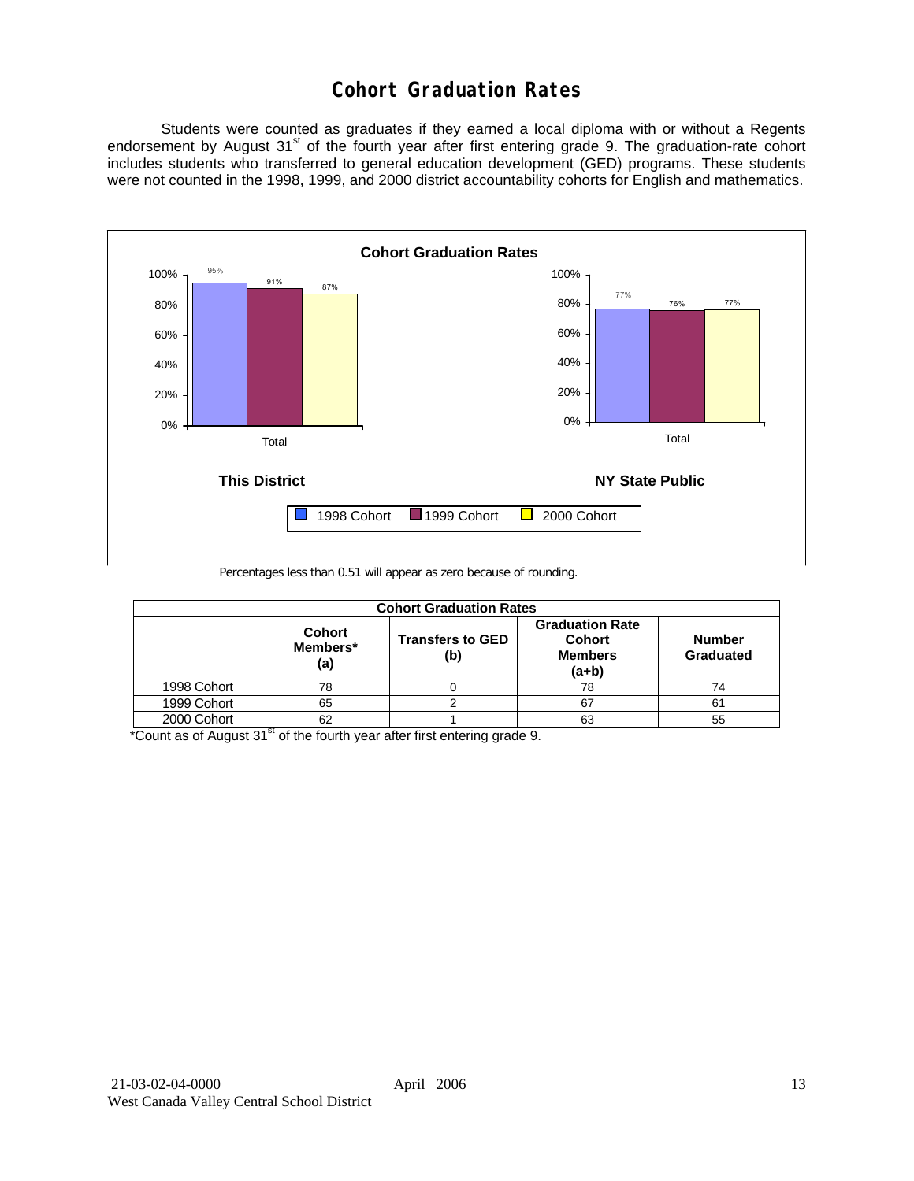# Cohort Graduation Rates

Students were counted as graduates if they earned a local diploma with or without a Regents endorsement by August 31st of the fourth year after first entering grade 9. The graduation-rate cohort includes students who transferred to general education development (GED) programs. These students were not counted in the 1998, 1999, and 2000 district accountability cohorts for English and mathematics.

Percentages less than 0.51 will appear as zero because of rounding.

| Cohort Graduation Rates | | | | |
|---|---|---|---|---|
| | Cohort Members* (a) | Transfers to GED (b) | Graduation Rate Cohort Members (a+b) | Number Graduated |
| 1998 Cohort | 78 | 0 | 78 | 74 |
| 1999 Cohort | 65 | 2 | 67 | 61 |
| 2000 Cohort | 62 | 1 | 63 | 55 |

*Count as of August 31st of the fourth year after first entering grade 9.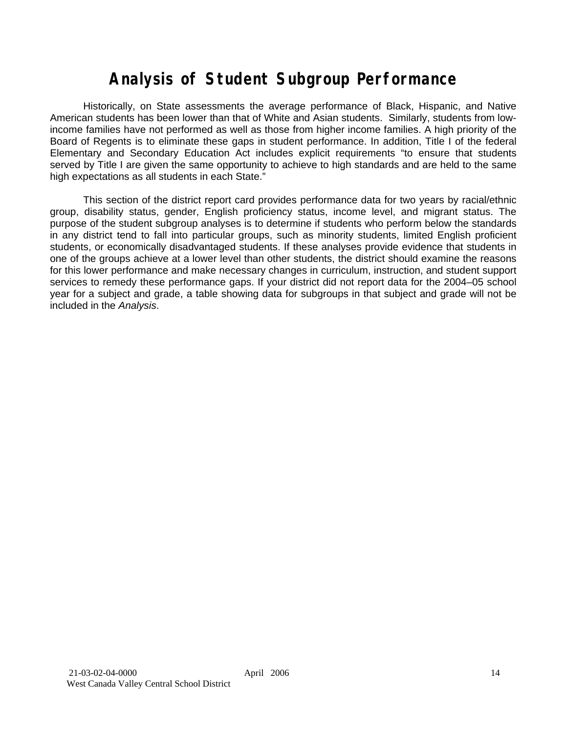# Analysis of Student Subgroup Performance

Historically, on State assessments the average performance of Black, Hispanic, and Native American students has been lower than that of White and Asian students. Similarly, students from low-income families have not performed as well as those from higher income families. A high priority of the Board of Regents is to eliminate these gaps in student performance. In addition, Title I of the federal Elementary and Secondary Education Act includes explicit requirements "to ensure that students served by Title I are given the same opportunity to achieve to high standards and are held to the same high expectations as all students in each State."

This section of the district report card provides performance data for two years by racial/ethnic group, disability status, gender, English proficiency status, income level, and migrant status. The purpose of the student subgroup analyses is to determine if students who perform below the standards in any district tend to fall into particular groups, such as minority students, limited English proficient students, or economically disadvantaged students. If these analyses provide evidence that students in one of the groups achieve at a lower level than other students, the district should examine the reasons for this lower performance and make necessary changes in curriculum, instruction, and student support services to remedy these performance gaps. If your district did not report data for the 2004–05 school year for a subject and grade, a table showing data for subgroups in that subject and grade will not be included in the *Analysis*.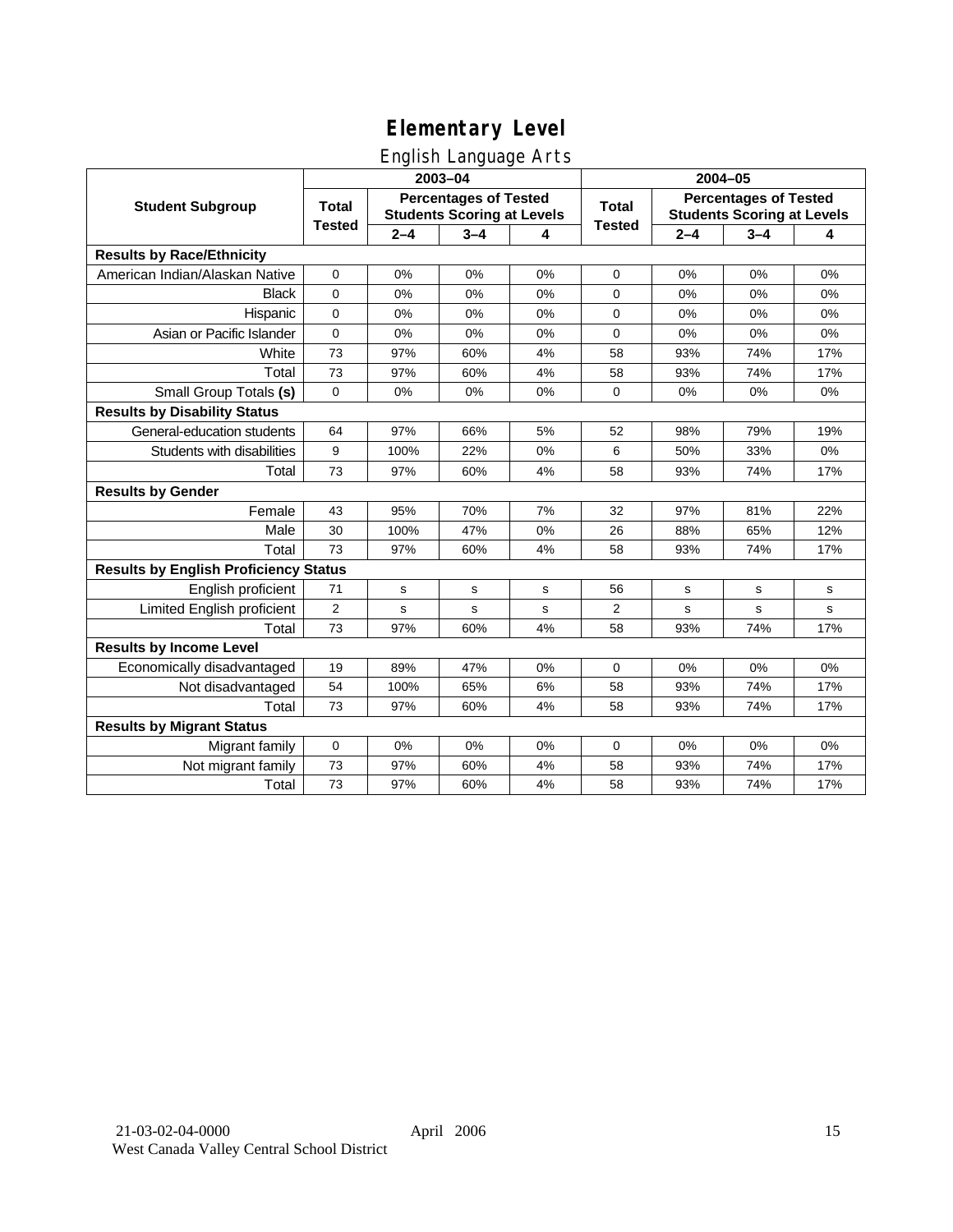# Elementary Level

## English Language Arts

| Student Subgroup | 2003–04 Total Tested | 2003–04 Percentages of Tested Students Scoring at Levels 2–4 | 3–4 | 4 | 2004–05 Total Tested | 2004–05 Percentages of Tested Students Scoring at Levels 2–4 | 3–4 | 4 |
|---|---|---|---|---|---|---|---|---|
| **Results by Race/Ethnicity** | | | | | | | | |
| American Indian/Alaskan Native | 0 | 0% | 0% | 0% | 0 | 0% | 0% | 0% |
| Black | 0 | 0% | 0% | 0% | 0 | 0% | 0% | 0% |
| Hispanic | 0 | 0% | 0% | 0% | 0 | 0% | 0% | 0% |
| Asian or Pacific Islander | 0 | 0% | 0% | 0% | 0 | 0% | 0% | 0% |
| White | 73 | 97% | 60% | 4% | 58 | 93% | 74% | 17% |
| Total | 73 | 97% | 60% | 4% | 58 | 93% | 74% | 17% |
| Small Group Totals **(s)** | 0 | 0% | 0% | 0% | 0 | 0% | 0% | 0% |
| **Results by Disability Status** | | | | | | | | |
| General-education students | 64 | 97% | 66% | 5% | 52 | 98% | 79% | 19% |
| Students with disabilities | 9 | 100% | 22% | 0% | 6 | 50% | 33% | 0% |
| Total | 73 | 97% | 60% | 4% | 58 | 93% | 74% | 17% |
| **Results by Gender** | | | | | | | | |
| Female | 43 | 95% | 70% | 7% | 32 | 97% | 81% | 22% |
| Male | 30 | 100% | 47% | 0% | 26 | 88% | 65% | 12% |
| Total | 73 | 97% | 60% | 4% | 58 | 93% | 74% | 17% |
| **Results by English Proficiency Status** | | | | | | | | |
| English proficient | 71 | s | s | s | 56 | s | s | s |
| Limited English proficient | 2 | s | s | s | 2 | s | s | s |
| Total | 73 | 97% | 60% | 4% | 58 | 93% | 74% | 17% |
| **Results by Income Level** | | | | | | | | |
| Economically disadvantaged | 19 | 89% | 47% | 0% | 0 | 0% | 0% | 0% |
| Not disadvantaged | 54 | 100% | 65% | 6% | 58 | 93% | 74% | 17% |
| Total | 73 | 97% | 60% | 4% | 58 | 93% | 74% | 17% |
| **Results by Migrant Status** | | | | | | | | |
| Migrant family | 0 | 0% | 0% | 0% | 0 | 0% | 0% | 0% |
| Not migrant family | 73 | 97% | 60% | 4% | 58 | 93% | 74% | 17% |
| Total | 73 | 97% | 60% | 4% | 58 | 93% | 74% | 17% |

21-03-02-04-0000 April 2006
West Canada Valley Central School District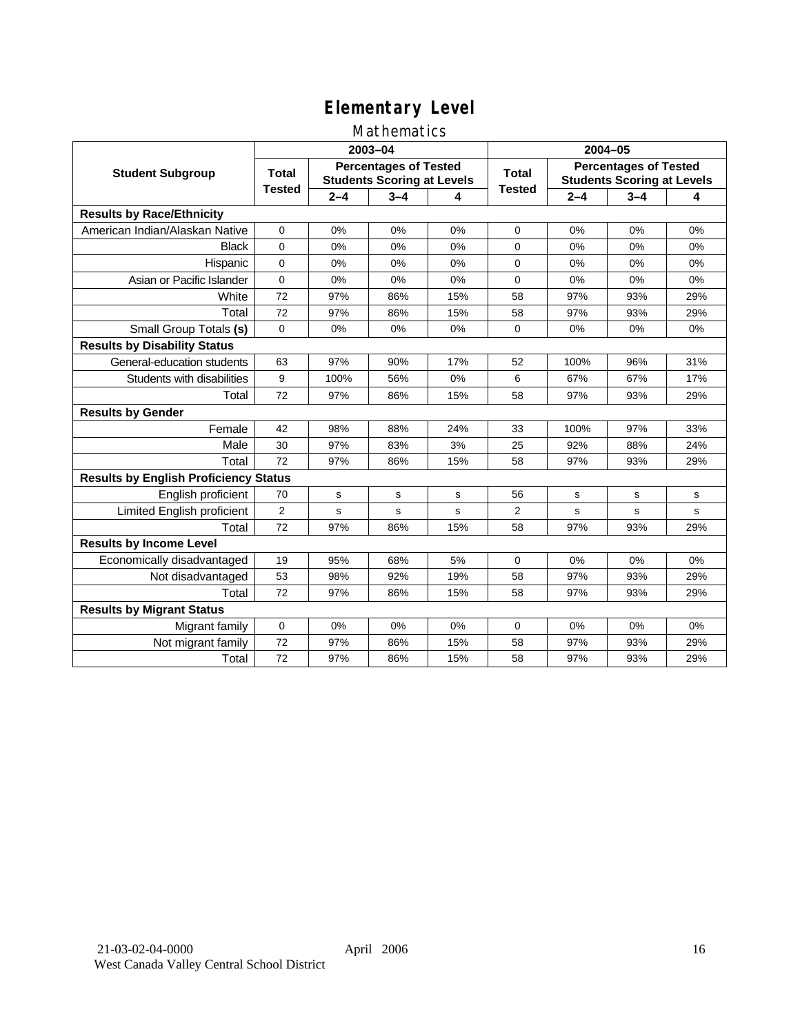# Elementary Level

## Mathematics

| Student Subgroup | 2003–04 | | | | 2004–05 | | | |
|---|---|---|---|---|---|---|---|---|
| | Total Tested | Percentages of Tested Students Scoring at Levels | | | Total Tested | Percentages of Tested Students Scoring at Levels | | |
| | | 2–4 | 3–4 | 4 | | 2–4 | 3–4 | 4 |
| **Results by Race/Ethnicity** | | | | | | | | |
| American Indian/Alaskan Native | 0 | 0% | 0% | 0% | 0 | 0% | 0% | 0% |
| Black | 0 | 0% | 0% | 0% | 0 | 0% | 0% | 0% |
| Hispanic | 0 | 0% | 0% | 0% | 0 | 0% | 0% | 0% |
| Asian or Pacific Islander | 0 | 0% | 0% | 0% | 0 | 0% | 0% | 0% |
| White | 72 | 97% | 86% | 15% | 58 | 97% | 93% | 29% |
| Total | 72 | 97% | 86% | 15% | 58 | 97% | 93% | 29% |
| Small Group Totals **(s)** | 0 | 0% | 0% | 0% | 0 | 0% | 0% | 0% |
| **Results by Disability Status** | | | | | | | | |
| General-education students | 63 | 97% | 90% | 17% | 52 | 100% | 96% | 31% |
| Students with disabilities | 9 | 100% | 56% | 0% | 6 | 67% | 67% | 17% |
| Total | 72 | 97% | 86% | 15% | 58 | 97% | 93% | 29% |
| **Results by Gender** | | | | | | | | |
| Female | 42 | 98% | 88% | 24% | 33 | 100% | 97% | 33% |
| Male | 30 | 97% | 83% | 3% | 25 | 92% | 88% | 24% |
| Total | 72 | 97% | 86% | 15% | 58 | 97% | 93% | 29% |
| **Results by English Proficiency Status** | | | | | | | | |
| English proficient | 70 | s | s | s | 56 | s | s | s |
| Limited English proficient | 2 | s | s | s | 2 | s | s | s |
| Total | 72 | 97% | 86% | 15% | 58 | 97% | 93% | 29% |
| **Results by Income Level** | | | | | | | | |
| Economically disadvantaged | 19 | 95% | 68% | 5% | 0 | 0% | 0% | 0% |
| Not disadvantaged | 53 | 98% | 92% | 19% | 58 | 97% | 93% | 29% |
| Total | 72 | 97% | 86% | 15% | 58 | 97% | 93% | 29% |
| **Results by Migrant Status** | | | | | | | | |
| Migrant family | 0 | 0% | 0% | 0% | 0 | 0% | 0% | 0% |
| Not migrant family | 72 | 97% | 86% | 15% | 58 | 97% | 93% | 29% |
| Total | 72 | 97% | 86% | 15% | 58 | 97% | 93% | 29% |

21-03-02-04-0000 April 2006
West Canada Valley Central School District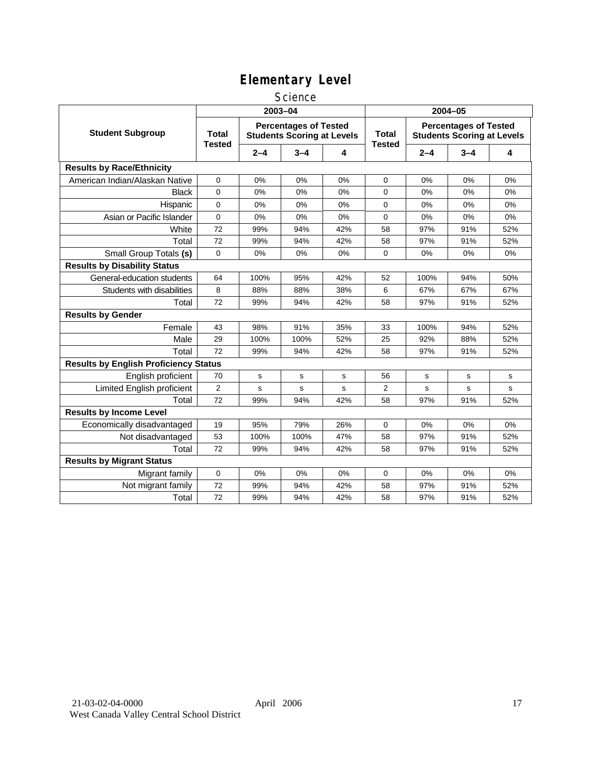# Elementary Level

## Science

| Student Subgroup | 2003–04 | | | | 2004–05 | | | |
|---|---|---|---|---|---|---|---|---|
| | Total Tested | Percentages of Tested Students Scoring at Levels | | | Total Tested | Percentages of Tested Students Scoring at Levels | | |
| | | 2–4 | 3–4 | 4 | | 2–4 | 3–4 | 4 |
| **Results by Race/Ethnicity** | | | | | | | | |
| American Indian/Alaskan Native | 0 | 0% | 0% | 0% | 0 | 0% | 0% | 0% |
| Black | 0 | 0% | 0% | 0% | 0 | 0% | 0% | 0% |
| Hispanic | 0 | 0% | 0% | 0% | 0 | 0% | 0% | 0% |
| Asian or Pacific Islander | 0 | 0% | 0% | 0% | 0 | 0% | 0% | 0% |
| White | 72 | 99% | 94% | 42% | 58 | 97% | 91% | 52% |
| Total | 72 | 99% | 94% | 42% | 58 | 97% | 91% | 52% |
| Small Group Totals **(s)** | 0 | 0% | 0% | 0% | 0 | 0% | 0% | 0% |
| **Results by Disability Status** | | | | | | | | |
| General-education students | 64 | 100% | 95% | 42% | 52 | 100% | 94% | 50% |
| Students with disabilities | 8 | 88% | 88% | 38% | 6 | 67% | 67% | 67% |
| Total | 72 | 99% | 94% | 42% | 58 | 97% | 91% | 52% |
| **Results by Gender** | | | | | | | | |
| Female | 43 | 98% | 91% | 35% | 33 | 100% | 94% | 52% |
| Male | 29 | 100% | 100% | 52% | 25 | 92% | 88% | 52% |
| Total | 72 | 99% | 94% | 42% | 58 | 97% | 91% | 52% |
| **Results by English Proficiency Status** | | | | | | | | |
| English proficient | 70 | s | s | s | 56 | s | s | s |
| Limited English proficient | 2 | s | s | s | 2 | s | s | s |
| Total | 72 | 99% | 94% | 42% | 58 | 97% | 91% | 52% |
| **Results by Income Level** | | | | | | | | |
| Economically disadvantaged | 19 | 95% | 79% | 26% | 0 | 0% | 0% | 0% |
| Not disadvantaged | 53 | 100% | 100% | 47% | 58 | 97% | 91% | 52% |
| Total | 72 | 99% | 94% | 42% | 58 | 97% | 91% | 52% |
| **Results by Migrant Status** | | | | | | | | |
| Migrant family | 0 | 0% | 0% | 0% | 0 | 0% | 0% | 0% |
| Not migrant family | 72 | 99% | 94% | 42% | 58 | 97% | 91% | 52% |
| Total | 72 | 99% | 94% | 42% | 58 | 97% | 91% | 52% |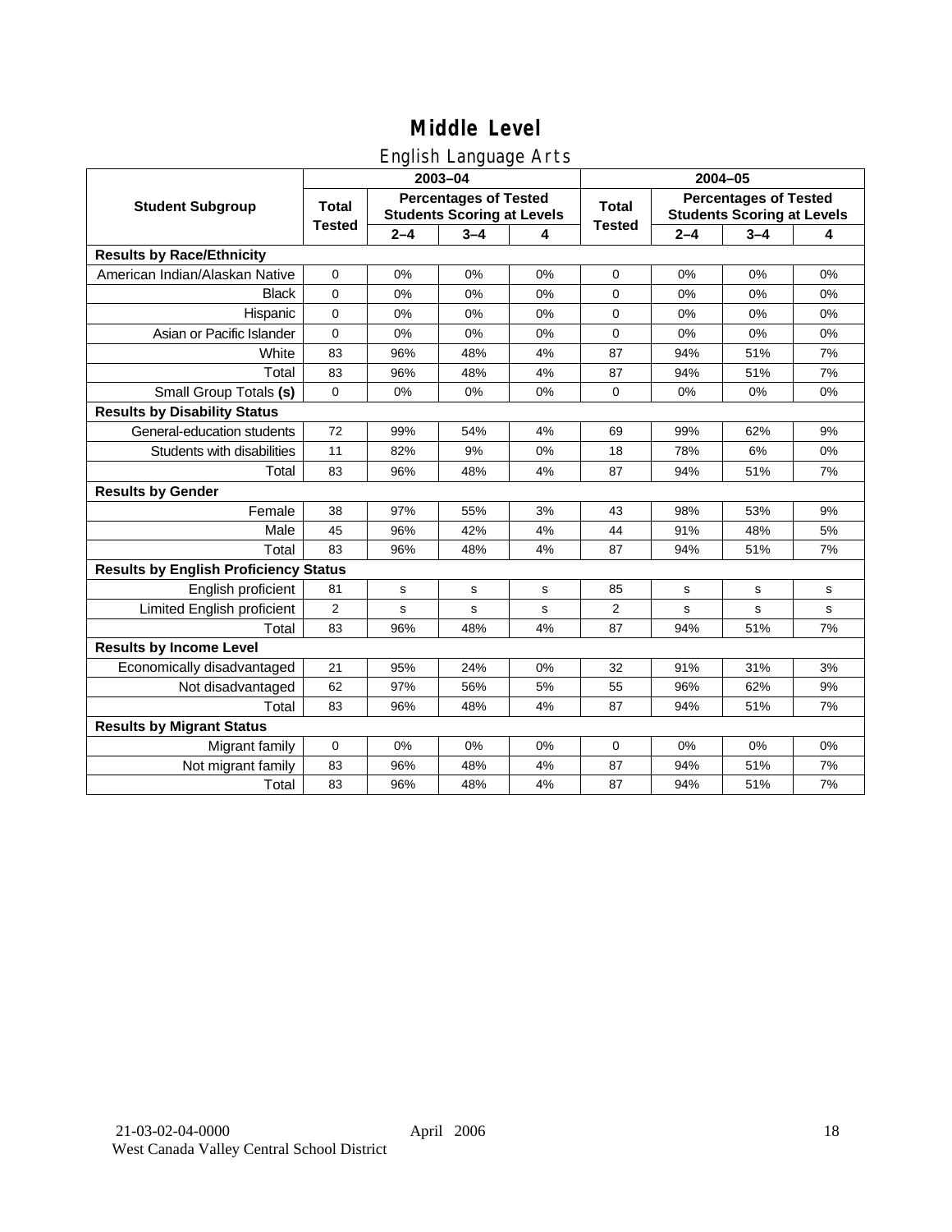# Middle Level

## English Language Arts

| Student Subgroup | 2003–04 Total Tested | 2003–04 Percentages of Tested Students Scoring at Levels 2–4 | 3–4 | 4 | 2004–05 Total Tested | 2004–05 Percentages of Tested Students Scoring at Levels 2–4 | 3–4 | 4 |
|---|---|---|---|---|---|---|---|---|
| **Results by Race/Ethnicity** | | | | | | | | |
| American Indian/Alaskan Native | 0 | 0% | 0% | 0% | 0 | 0% | 0% | 0% |
| Black | 0 | 0% | 0% | 0% | 0 | 0% | 0% | 0% |
| Hispanic | 0 | 0% | 0% | 0% | 0 | 0% | 0% | 0% |
| Asian or Pacific Islander | 0 | 0% | 0% | 0% | 0 | 0% | 0% | 0% |
| White | 83 | 96% | 48% | 4% | 87 | 94% | 51% | 7% |
| Total | 83 | 96% | 48% | 4% | 87 | 94% | 51% | 7% |
| Small Group Totals **(s)** | 0 | 0% | 0% | 0% | 0 | 0% | 0% | 0% |
| **Results by Disability Status** | | | | | | | | |
| General-education students | 72 | 99% | 54% | 4% | 69 | 99% | 62% | 9% |
| Students with disabilities | 11 | 82% | 9% | 0% | 18 | 78% | 6% | 0% |
| Total | 83 | 96% | 48% | 4% | 87 | 94% | 51% | 7% |
| **Results by Gender** | | | | | | | | |
| Female | 38 | 97% | 55% | 3% | 43 | 98% | 53% | 9% |
| Male | 45 | 96% | 42% | 4% | 44 | 91% | 48% | 5% |
| Total | 83 | 96% | 48% | 4% | 87 | 94% | 51% | 7% |
| **Results by English Proficiency Status** | | | | | | | | |
| English proficient | 81 | s | s | s | 85 | s | s | s |
| Limited English proficient | 2 | s | s | s | 2 | s | s | s |
| Total | 83 | 96% | 48% | 4% | 87 | 94% | 51% | 7% |
| **Results by Income Level** | | | | | | | | |
| Economically disadvantaged | 21 | 95% | 24% | 0% | 32 | 91% | 31% | 3% |
| Not disadvantaged | 62 | 97% | 56% | 5% | 55 | 96% | 62% | 9% |
| Total | 83 | 96% | 48% | 4% | 87 | 94% | 51% | 7% |
| **Results by Migrant Status** | | | | | | | | |
| Migrant family | 0 | 0% | 0% | 0% | 0 | 0% | 0% | 0% |
| Not migrant family | 83 | 96% | 48% | 4% | 87 | 94% | 51% | 7% |
| Total | 83 | 96% | 48% | 4% | 87 | 94% | 51% | 7% |

21-03-02-04-0000 April 2006
West Canada Valley Central School District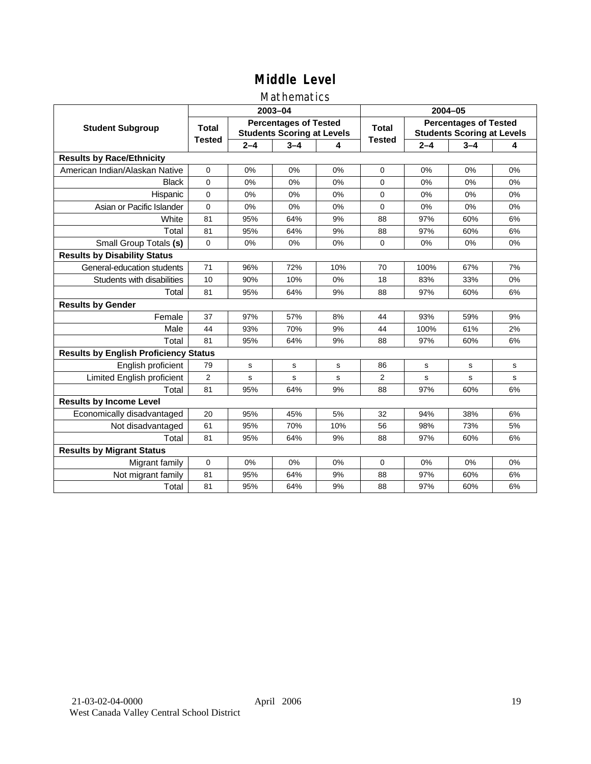# Middle Level

## Mathematics

| Student Subgroup | 2003–04 | | | | 2004–05 | | | |
|---|---|---|---|---|---|---|---|---|
| | Total Tested | Percentages of Tested Students Scoring at Levels | | | Total Tested | Percentages of Tested Students Scoring at Levels | | |
| | | 2–4 | 3–4 | 4 | | 2–4 | 3–4 | 4 |
| **Results by Race/Ethnicity** | | | | | | | | |
| American Indian/Alaskan Native | 0 | 0% | 0% | 0% | 0 | 0% | 0% | 0% |
| Black | 0 | 0% | 0% | 0% | 0 | 0% | 0% | 0% |
| Hispanic | 0 | 0% | 0% | 0% | 0 | 0% | 0% | 0% |
| Asian or Pacific Islander | 0 | 0% | 0% | 0% | 0 | 0% | 0% | 0% |
| White | 81 | 95% | 64% | 9% | 88 | 97% | 60% | 6% |
| Total | 81 | 95% | 64% | 9% | 88 | 97% | 60% | 6% |
| Small Group Totals **(s)** | 0 | 0% | 0% | 0% | 0 | 0% | 0% | 0% |
| **Results by Disability Status** | | | | | | | | |
| General-education students | 71 | 96% | 72% | 10% | 70 | 100% | 67% | 7% |
| Students with disabilities | 10 | 90% | 10% | 0% | 18 | 83% | 33% | 0% |
| Total | 81 | 95% | 64% | 9% | 88 | 97% | 60% | 6% |
| **Results by Gender** | | | | | | | | |
| Female | 37 | 97% | 57% | 8% | 44 | 93% | 59% | 9% |
| Male | 44 | 93% | 70% | 9% | 44 | 100% | 61% | 2% |
| Total | 81 | 95% | 64% | 9% | 88 | 97% | 60% | 6% |
| **Results by English Proficiency Status** | | | | | | | | |
| English proficient | 79 | s | s | s | 86 | s | s | s |
| Limited English proficient | 2 | s | s | s | 2 | s | s | s |
| Total | 81 | 95% | 64% | 9% | 88 | 97% | 60% | 6% |
| **Results by Income Level** | | | | | | | | |
| Economically disadvantaged | 20 | 95% | 45% | 5% | 32 | 94% | 38% | 6% |
| Not disadvantaged | 61 | 95% | 70% | 10% | 56 | 98% | 73% | 5% |
| Total | 81 | 95% | 64% | 9% | 88 | 97% | 60% | 6% |
| **Results by Migrant Status** | | | | | | | | |
| Migrant family | 0 | 0% | 0% | 0% | 0 | 0% | 0% | 0% |
| Not migrant family | 81 | 95% | 64% | 9% | 88 | 97% | 60% | 6% |
| Total | 81 | 95% | 64% | 9% | 88 | 97% | 60% | 6% |

21-03-02-04-0000 April 2006
West Canada Valley Central School District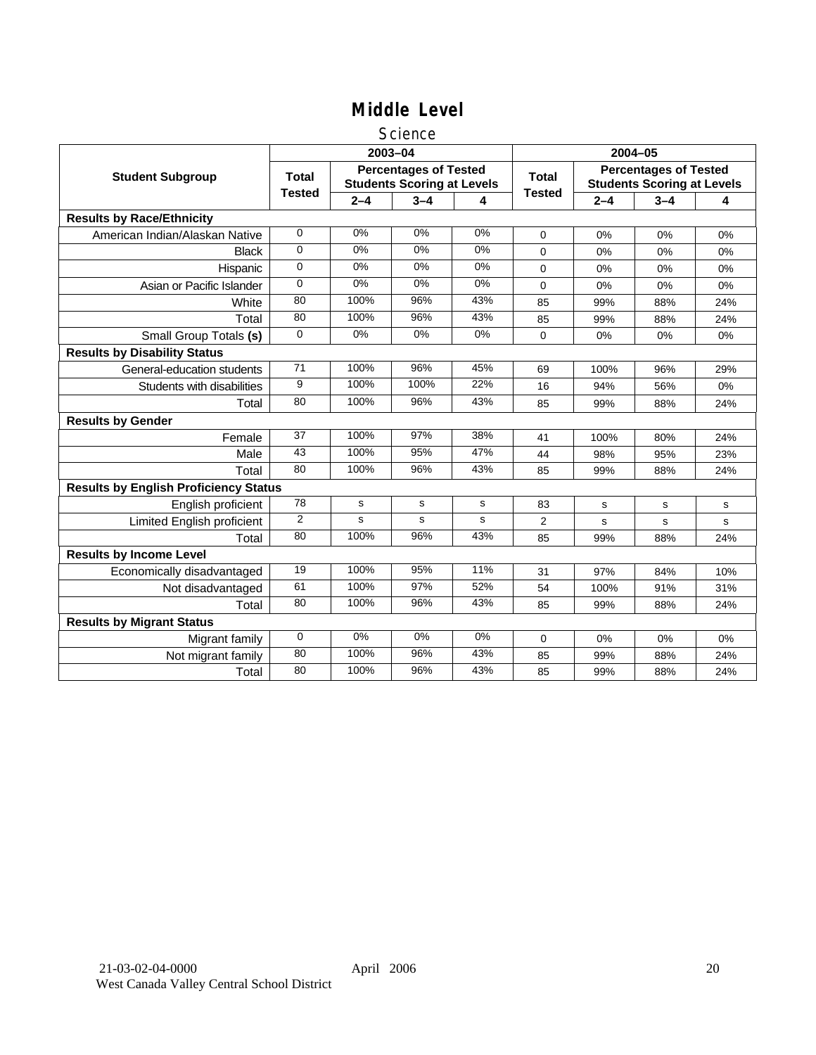# Middle Level

## Science

| Student Subgroup | 2003–04 | | | | 2004–05 | | | |
|---|---|---|---|---|---|---|---|---|
| | Total Tested | Percentages of Tested Students Scoring at Levels | | | Total Tested | Percentages of Tested Students Scoring at Levels | | |
| | | 2–4 | 3–4 | 4 | | 2–4 | 3–4 | 4 |
| **Results by Race/Ethnicity** | | | | | | | | |
| American Indian/Alaskan Native | 0 | 0% | 0% | 0% | 0 | 0% | 0% | 0% |
| Black | 0 | 0% | 0% | 0% | 0 | 0% | 0% | 0% |
| Hispanic | 0 | 0% | 0% | 0% | 0 | 0% | 0% | 0% |
| Asian or Pacific Islander | 0 | 0% | 0% | 0% | 0 | 0% | 0% | 0% |
| White | 80 | 100% | 96% | 43% | 85 | 99% | 88% | 24% |
| Total | 80 | 100% | 96% | 43% | 85 | 99% | 88% | 24% |
| Small Group Totals **(s)** | 0 | 0% | 0% | 0% | 0 | 0% | 0% | 0% |
| **Results by Disability Status** | | | | | | | | |
| General-education students | 71 | 100% | 96% | 45% | 69 | 100% | 96% | 29% |
| Students with disabilities | 9 | 100% | 100% | 22% | 16 | 94% | 56% | 0% |
| Total | 80 | 100% | 96% | 43% | 85 | 99% | 88% | 24% |
| **Results by Gender** | | | | | | | | |
| Female | 37 | 100% | 97% | 38% | 41 | 100% | 80% | 24% |
| Male | 43 | 100% | 95% | 47% | 44 | 98% | 95% | 23% |
| Total | 80 | 100% | 96% | 43% | 85 | 99% | 88% | 24% |
| **Results by English Proficiency Status** | | | | | | | | |
| English proficient | 78 | s | s | s | 83 | s | s | s |
| Limited English proficient | 2 | s | s | s | 2 | s | s | s |
| Total | 80 | 100% | 96% | 43% | 85 | 99% | 88% | 24% |
| **Results by Income Level** | | | | | | | | |
| Economically disadvantaged | 19 | 100% | 95% | 11% | 31 | 97% | 84% | 10% |
| Not disadvantaged | 61 | 100% | 97% | 52% | 54 | 100% | 91% | 31% |
| Total | 80 | 100% | 96% | 43% | 85 | 99% | 88% | 24% |
| **Results by Migrant Status** | | | | | | | | |
| Migrant family | 0 | 0% | 0% | 0% | 0 | 0% | 0% | 0% |
| Not migrant family | 80 | 100% | 96% | 43% | 85 | 99% | 88% | 24% |
| Total | 80 | 100% | 96% | 43% | 85 | 99% | 88% | 24% |

21-03-02-04-0000 April 2006
West Canada Valley Central School District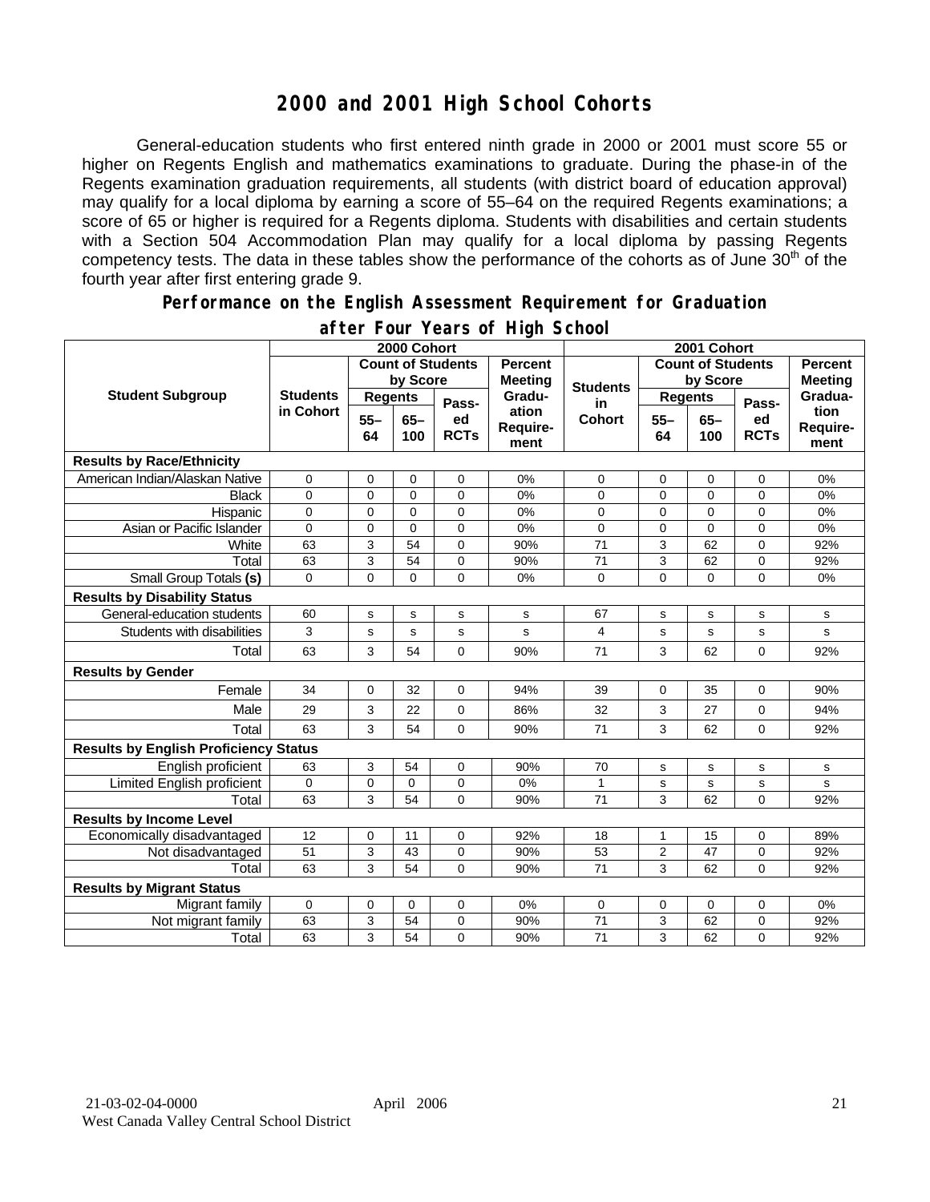# 2000 and 2001 High School Cohorts

General-education students who first entered ninth grade in 2000 or 2001 must score 55 or higher on Regents English and mathematics examinations to graduate. During the phase-in of the Regents examination graduation requirements, all students (with district board of education approval) may qualify for a local diploma by earning a score of 55–64 on the required Regents examinations; a score of 65 or higher is required for a Regents diploma. Students with disabilities and certain students with a Section 504 Accommodation Plan may qualify for a local diploma by passing Regents competency tests. The data in these tables show the performance of the cohorts as of June 30th of the fourth year after first entering grade 9.

## Performance on the English Assessment Requirement for Graduation after Four Years of High School

| Student Subgroup | 2000 Cohort | | | | | 2001 Cohort | | | | |
|---|---|---|---|---|---|---|---|---|---|---|
| | Students in Cohort | Count of Students by Score | | | Percent Meeting Graduation Requirement | Students in Cohort | Count of Students by Score | | | Percent Meeting Graduation Requirement |
| | | Regents 55–64 | Regents 65–100 | Passed RCTs | | | Regents 55–64 | Regents 65–100 | Passed RCTs | |
| **Results by Race/Ethnicity** | | | | | | | | | | |
| American Indian/Alaskan Native | 0 | 0 | 0 | 0 | 0% | 0 | 0 | 0 | 0 | 0% |
| Black | 0 | 0 | 0 | 0 | 0% | 0 | 0 | 0 | 0 | 0% |
| Hispanic | 0 | 0 | 0 | 0 | 0% | 0 | 0 | 0 | 0 | 0% |
| Asian or Pacific Islander | 0 | 0 | 0 | 0 | 0% | 0 | 0 | 0 | 0 | 0% |
| White | 63 | 3 | 54 | 0 | 90% | 71 | 3 | 62 | 0 | 92% |
| Total | 63 | 3 | 54 | 0 | 90% | 71 | 3 | 62 | 0 | 92% |
| Small Group Totals **(s)** | 0 | 0 | 0 | 0 | 0% | 0 | 0 | 0 | 0 | 0% |
| **Results by Disability Status** | | | | | | | | | | |
| General-education students | 60 | s | s | s | s | 67 | s | s | s | s |
| Students with disabilities | 3 | s | s | s | s | 4 | s | s | s | s |
| Total | 63 | 3 | 54 | 0 | 90% | 71 | 3 | 62 | 0 | 92% |
| **Results by Gender** | | | | | | | | | | |
| Female | 34 | 0 | 32 | 0 | 94% | 39 | 0 | 35 | 0 | 90% |
| Male | 29 | 3 | 22 | 0 | 86% | 32 | 3 | 27 | 0 | 94% |
| Total | 63 | 3 | 54 | 0 | 90% | 71 | 3 | 62 | 0 | 92% |
| **Results by English Proficiency Status** | | | | | | | | | | |
| English proficient | 63 | 3 | 54 | 0 | 90% | 70 | s | s | s | s |
| Limited English proficient | 0 | 0 | 0 | 0 | 0% | 1 | s | s | s | s |
| Total | 63 | 3 | 54 | 0 | 90% | 71 | 3 | 62 | 0 | 92% |
| **Results by Income Level** | | | | | | | | | | |
| Economically disadvantaged | 12 | 0 | 11 | 0 | 92% | 18 | 1 | 15 | 0 | 89% |
| Not disadvantaged | 51 | 3 | 43 | 0 | 90% | 53 | 2 | 47 | 0 | 92% |
| Total | 63 | 3 | 54 | 0 | 90% | 71 | 3 | 62 | 0 | 92% |
| **Results by Migrant Status** | | | | | | | | | | |
| Migrant family | 0 | 0 | 0 | 0 | 0% | 0 | 0 | 0 | 0 | 0% |
| Not migrant family | 63 | 3 | 54 | 0 | 90% | 71 | 3 | 62 | 0 | 92% |
| Total | 63 | 3 | 54 | 0 | 90% | 71 | 3 | 62 | 0 | 92% |

21-03-02-04-0000 April 2006
West Canada Valley Central School District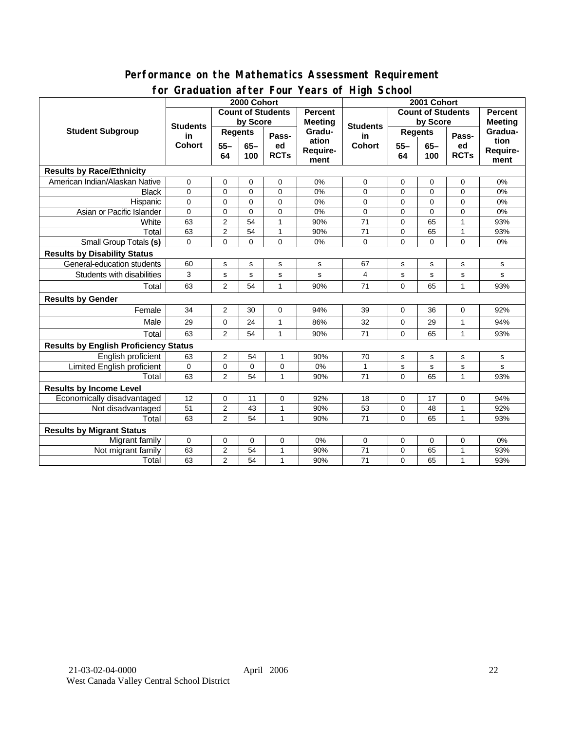## Performance on the Mathematics Assessment Requirement for Graduation after Four Years of High School

| Student Subgroup | 2000 Cohort | | | | | 2001 Cohort | | | | |
|---|---|---|---|---|---|---|---|---|---|---|
| | Students in Cohort | Count of Students by Score | | | Percent Meeting Graduation Requirement | Students in Cohort | Count of Students by Score | | | Percent Meeting Graduation Requirement |
| | | Regents 55–64 | Regents 65–100 | Passed RCTs | | | Regents 55–64 | Regents 65–100 | Passed RCTs | |
| **Results by Race/Ethnicity** | | | | | | | | | | |
| American Indian/Alaskan Native | 0 | 0 | 0 | 0 | 0% | 0 | 0 | 0 | 0 | 0% |
| Black | 0 | 0 | 0 | 0 | 0% | 0 | 0 | 0 | 0 | 0% |
| Hispanic | 0 | 0 | 0 | 0 | 0% | 0 | 0 | 0 | 0 | 0% |
| Asian or Pacific Islander | 0 | 0 | 0 | 0 | 0% | 0 | 0 | 0 | 0 | 0% |
| White | 63 | 2 | 54 | 1 | 90% | 71 | 0 | 65 | 1 | 93% |
| Total | 63 | 2 | 54 | 1 | 90% | 71 | 0 | 65 | 1 | 93% |
| Small Group Totals **(s)** | 0 | 0 | 0 | 0 | 0% | 0 | 0 | 0 | 0 | 0% |
| **Results by Disability Status** | | | | | | | | | | |
| General-education students | 60 | s | s | s | s | 67 | s | s | s | s |
| Students with disabilities | 3 | s | s | s | s | 4 | s | s | s | s |
| Total | 63 | 2 | 54 | 1 | 90% | 71 | 0 | 65 | 1 | 93% |
| **Results by Gender** | | | | | | | | | | |
| Female | 34 | 2 | 30 | 0 | 94% | 39 | 0 | 36 | 0 | 92% |
| Male | 29 | 0 | 24 | 1 | 86% | 32 | 0 | 29 | 1 | 94% |
| Total | 63 | 2 | 54 | 1 | 90% | 71 | 0 | 65 | 1 | 93% |
| **Results by English Proficiency Status** | | | | | | | | | | |
| English proficient | 63 | 2 | 54 | 1 | 90% | 70 | s | s | s | s |
| Limited English proficient | 0 | 0 | 0 | 0 | 0% | 1 | s | s | s | s |
| Total | 63 | 2 | 54 | 1 | 90% | 71 | 0 | 65 | 1 | 93% |
| **Results by Income Level** | | | | | | | | | | |
| Economically disadvantaged | 12 | 0 | 11 | 0 | 92% | 18 | 0 | 17 | 0 | 94% |
| Not disadvantaged | 51 | 2 | 43 | 1 | 90% | 53 | 0 | 48 | 1 | 92% |
| Total | 63 | 2 | 54 | 1 | 90% | 71 | 0 | 65 | 1 | 93% |
| **Results by Migrant Status** | | | | | | | | | | |
| Migrant family | 0 | 0 | 0 | 0 | 0% | 0 | 0 | 0 | 0 | 0% |
| Not migrant family | 63 | 2 | 54 | 1 | 90% | 71 | 0 | 65 | 1 | 93% |
| Total | 63 | 2 | 54 | 1 | 90% | 71 | 0 | 65 | 1 | 93% |

21-03-02-04-0000 April 2006
West Canada Valley Central School District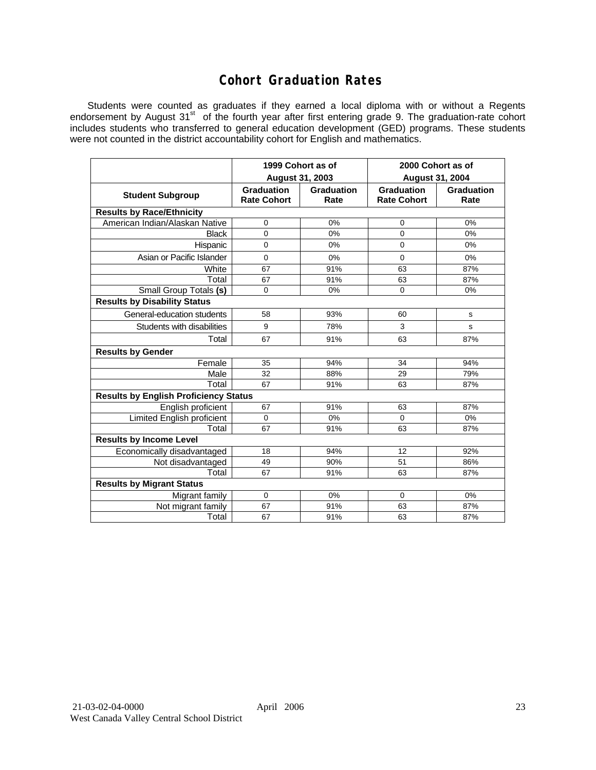# Cohort Graduation Rates

Students were counted as graduates if they earned a local diploma with or without a Regents endorsement by August 31st of the fourth year after first entering grade 9. The graduation-rate cohort includes students who transferred to general education development (GED) programs. These students were not counted in the district accountability cohort for English and mathematics.

| | 1999 Cohort as of August 31, 2003 | | 2000 Cohort as of August 31, 2004 | |
|---|---|---|---|---|
| **Student Subgroup** | **Graduation Rate Cohort** | **Graduation Rate** | **Graduation Rate Cohort** | **Graduation Rate** |
| **Results by Race/Ethnicity** | | | | |
| American Indian/Alaskan Native | 0 | 0% | 0 | 0% |
| Black | 0 | 0% | 0 | 0% |
| Hispanic | 0 | 0% | 0 | 0% |
| Asian or Pacific Islander | 0 | 0% | 0 | 0% |
| White | 67 | 91% | 63 | 87% |
| Total | 67 | 91% | 63 | 87% |
| Small Group Totals **(s)** | 0 | 0% | 0 | 0% |
| **Results by Disability Status** | | | | |
| General-education students | 58 | 93% | 60 | s |
| Students with disabilities | 9 | 78% | 3 | s |
| Total | 67 | 91% | 63 | 87% |
| **Results by Gender** | | | | |
| Female | 35 | 94% | 34 | 94% |
| Male | 32 | 88% | 29 | 79% |
| Total | 67 | 91% | 63 | 87% |
| **Results by English Proficiency Status** | | | | |
| English proficient | 67 | 91% | 63 | 87% |
| Limited English proficient | 0 | 0% | 0 | 0% |
| Total | 67 | 91% | 63 | 87% |
| **Results by Income Level** | | | | |
| Economically disadvantaged | 18 | 94% | 12 | 92% |
| Not disadvantaged | 49 | 90% | 51 | 86% |
| Total | 67 | 91% | 63 | 87% |
| **Results by Migrant Status** | | | | |
| Migrant family | 0 | 0% | 0 | 0% |
| Not migrant family | 67 | 91% | 63 | 87% |
| Total | 67 | 91% | 63 | 87% |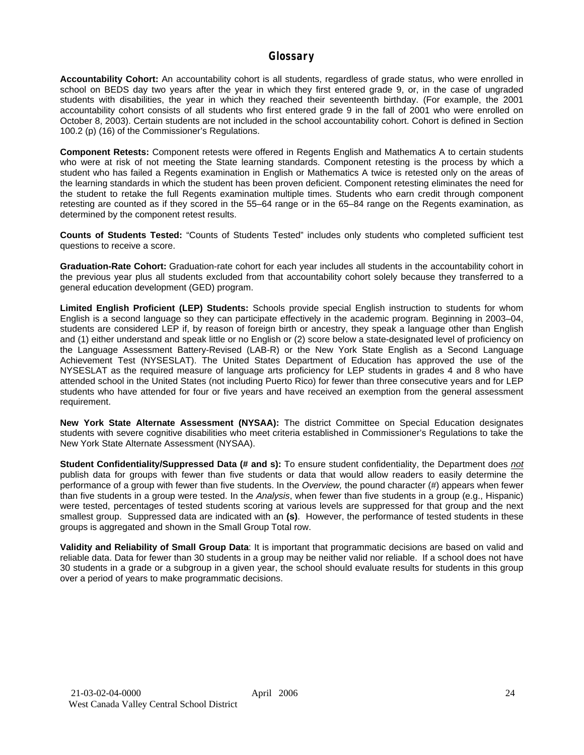# Glossary

**Accountability Cohort:** An accountability cohort is all students, regardless of grade status, who were enrolled in school on BEDS day two years after the year in which they first entered grade 9, or, in the case of ungraded students with disabilities, the year in which they reached their seventeenth birthday. (For example, the 2001 accountability cohort consists of all students who first entered grade 9 in the fall of 2001 who were enrolled on October 8, 2003). Certain students are not included in the school accountability cohort. Cohort is defined in Section 100.2 (p) (16) of the Commissioner's Regulations.

**Component Retests:** Component retests were offered in Regents English and Mathematics A to certain students who were at risk of not meeting the State learning standards. Component retesting is the process by which a student who has failed a Regents examination in English or Mathematics A twice is retested only on the areas of the learning standards in which the student has been proven deficient. Component retesting eliminates the need for the student to retake the full Regents examination multiple times. Students who earn credit through component retesting are counted as if they scored in the 55–64 range or in the 65–84 range on the Regents examination, as determined by the component retest results.

**Counts of Students Tested:** "Counts of Students Tested" includes only students who completed sufficient test questions to receive a score.

**Graduation-Rate Cohort:** Graduation-rate cohort for each year includes all students in the accountability cohort in the previous year plus all students excluded from that accountability cohort solely because they transferred to a general education development (GED) program.

**Limited English Proficient (LEP) Students:** Schools provide special English instruction to students for whom English is a second language so they can participate effectively in the academic program. Beginning in 2003–04, students are considered LEP if, by reason of foreign birth or ancestry, they speak a language other than English and (1) either understand and speak little or no English or (2) score below a state-designated level of proficiency on the Language Assessment Battery-Revised (LAB-R) or the New York State English as a Second Language Achievement Test (NYSESLAT). The United States Department of Education has approved the use of the NYSESLAT as the required measure of language arts proficiency for LEP students in grades 4 and 8 who have attended school in the United States (not including Puerto Rico) for fewer than three consecutive years and for LEP students who have attended for four or five years and have received an exemption from the general assessment requirement.

**New York State Alternate Assessment (NYSAA):** The district Committee on Special Education designates students with severe cognitive disabilities who meet criteria established in Commissioner's Regulations to take the New York State Alternate Assessment (NYSAA).

**Student Confidentiality/Suppressed Data (# and s):** To ensure student confidentiality, the Department does *not* publish data for groups with fewer than five students or data that would allow readers to easily determine the performance of a group with fewer than five students. In the *Overview,* the pound character (#) appears when fewer than five students in a group were tested. In the *Analysis*, when fewer than five students in a group (e.g., Hispanic) were tested, percentages of tested students scoring at various levels are suppressed for that group and the next smallest group. Suppressed data are indicated with an **(s)**. However, the performance of tested students in these groups is aggregated and shown in the Small Group Total row.

**Validity and Reliability of Small Group Data**: It is important that programmatic decisions are based on valid and reliable data. Data for fewer than 30 students in a group may be neither valid nor reliable. If a school does not have 30 students in a grade or a subgroup in a given year, the school should evaluate results for students in this group over a period of years to make programmatic decisions.